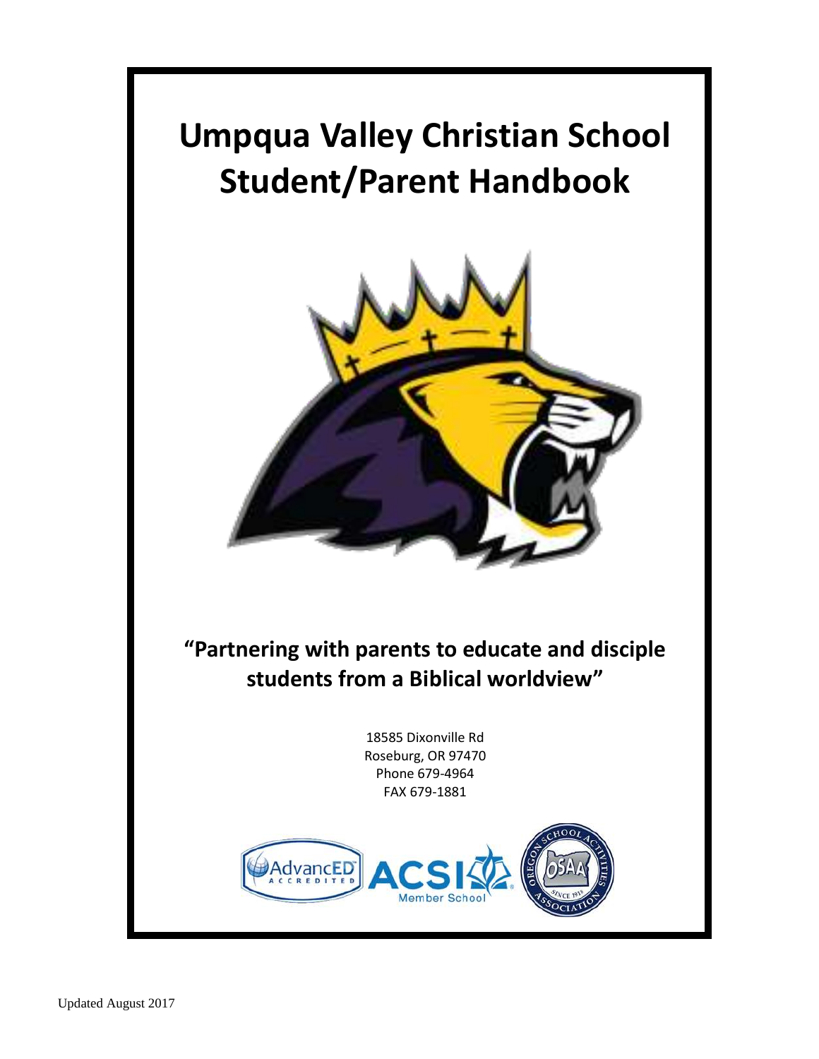# Umpqua Valley Christian School Student/Parent Handbook

**"Partnering with parents to educate and disciple students from a Biblical worldview"**

18585 Dixonville Rd
Roseburg, OR 97470
Phone 679-4964
FAX 679-1881

Updated August 2017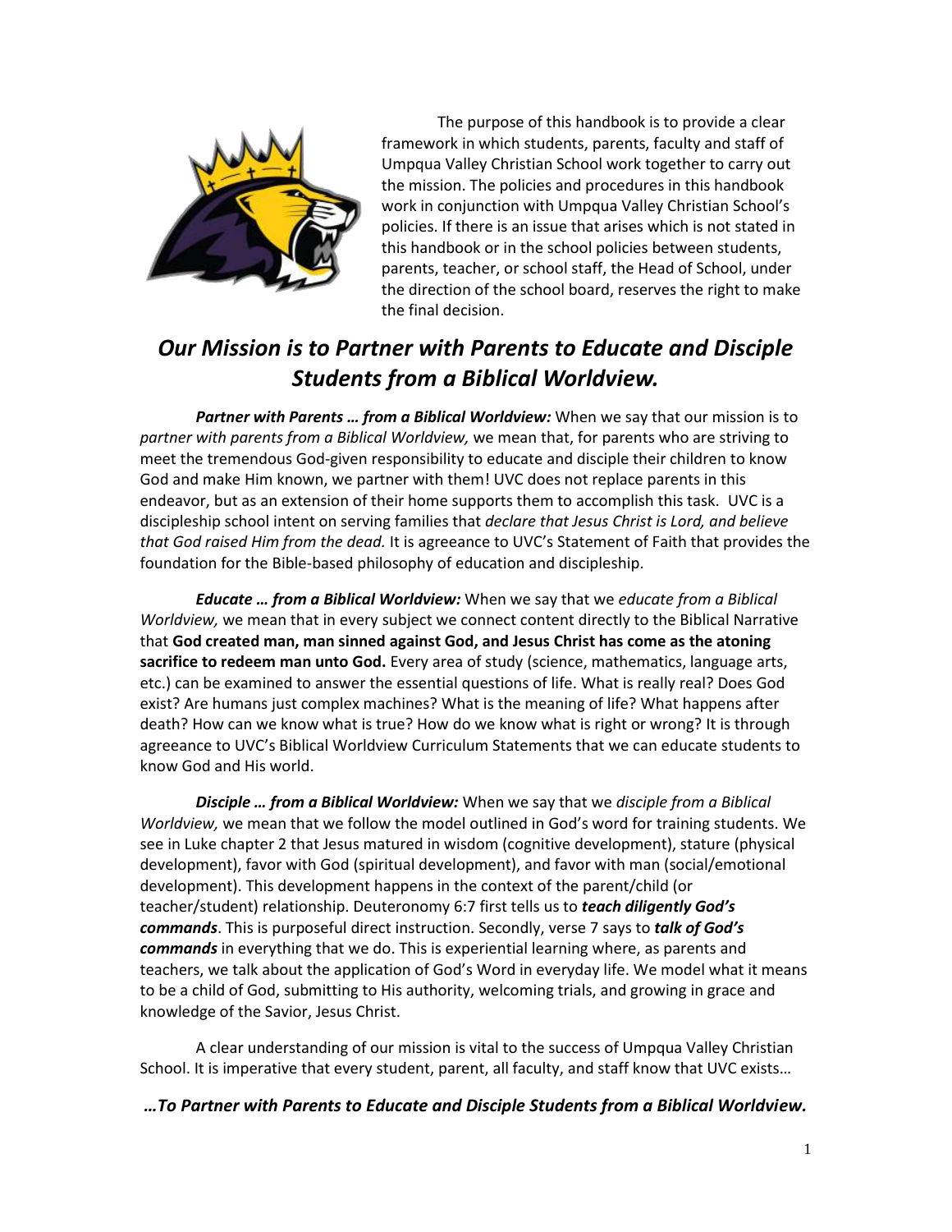The purpose of this handbook is to provide a clear framework in which students, parents, faculty and staff of Umpqua Valley Christian School work together to carry out the mission. The policies and procedures in this handbook work in conjunction with Umpqua Valley Christian School's policies. If there is an issue that arises which is not stated in this handbook or in the school policies between students, parents, teacher, or school staff, the Head of School, under the direction of the school board, reserves the right to make the final decision.

## *Our Mission is to Partner with Parents to Educate and Disciple Students from a Biblical Worldview.*

***Partner with Parents … from a Biblical Worldview:*** When we say that our mission is to *partner with parents from a Biblical Worldview,* we mean that, for parents who are striving to meet the tremendous God-given responsibility to educate and disciple their children to know God and make Him known, we partner with them! UVC does not replace parents in this endeavor, but as an extension of their home supports them to accomplish this task. UVC is a discipleship school intent on serving families that *declare that Jesus Christ is Lord, and believe that God raised Him from the dead.* It is agreeance to UVC's Statement of Faith that provides the foundation for the Bible-based philosophy of education and discipleship.

***Educate … from a Biblical Worldview:*** When we say that we *educate from a Biblical Worldview,* we mean that in every subject we connect content directly to the Biblical Narrative that **God created man, man sinned against God, and Jesus Christ has come as the atoning sacrifice to redeem man unto God.** Every area of study (science, mathematics, language arts, etc.) can be examined to answer the essential questions of life. What is really real? Does God exist? Are humans just complex machines? What is the meaning of life? What happens after death? How can we know what is true? How do we know what is right or wrong? It is through agreeance to UVC's Biblical Worldview Curriculum Statements that we can educate students to know God and His world.

***Disciple … from a Biblical Worldview:*** When we say that we *disciple from a Biblical Worldview,* we mean that we follow the model outlined in God's word for training students. We see in Luke chapter 2 that Jesus matured in wisdom (cognitive development), stature (physical development), favor with God (spiritual development), and favor with man (social/emotional development). This development happens in the context of the parent/child (or teacher/student) relationship. Deuteronomy 6:7 first tells us to ***teach diligently God's commands***. This is purposeful direct instruction. Secondly, verse 7 says to ***talk of God's commands*** in everything that we do. This is experiential learning where, as parents and teachers, we talk about the application of God's Word in everyday life. We model what it means to be a child of God, submitting to His authority, welcoming trials, and growing in grace and knowledge of the Savior, Jesus Christ.

A clear understanding of our mission is vital to the success of Umpqua Valley Christian School. It is imperative that every student, parent, all faculty, and staff know that UVC exists…

***…To Partner with Parents to Educate and Disciple Students from a Biblical Worldview.***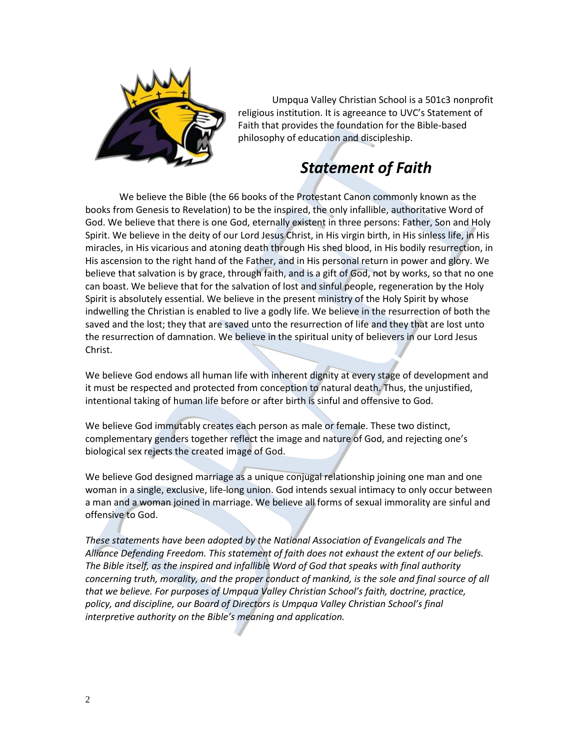Umpqua Valley Christian School is a 501c3 nonprofit religious institution. It is agreeance to UVC's Statement of Faith that provides the foundation for the Bible-based philosophy of education and discipleship.

# *Statement of Faith*

We believe the Bible (the 66 books of the Protestant Canon commonly known as the books from Genesis to Revelation) to be the inspired, the only infallible, authoritative Word of God. We believe that there is one God, eternally existent in three persons: Father, Son and Holy Spirit. We believe in the deity of our Lord Jesus Christ, in His virgin birth, in His sinless life, in His miracles, in His vicarious and atoning death through His shed blood, in His bodily resurrection, in His ascension to the right hand of the Father, and in His personal return in power and glory. We believe that salvation is by grace, through faith, and is a gift of God, not by works, so that no one can boast. We believe that for the salvation of lost and sinful people, regeneration by the Holy Spirit is absolutely essential. We believe in the present ministry of the Holy Spirit by whose indwelling the Christian is enabled to live a godly life. We believe in the resurrection of both the saved and the lost; they that are saved unto the resurrection of life and they that are lost unto the resurrection of damnation. We believe in the spiritual unity of believers in our Lord Jesus Christ.

We believe God endows all human life with inherent dignity at every stage of development and it must be respected and protected from conception to natural death. Thus, the unjustified, intentional taking of human life before or after birth is sinful and offensive to God.

We believe God immutably creates each person as male or female. These two distinct, complementary genders together reflect the image and nature of God, and rejecting one's biological sex rejects the created image of God.

We believe God designed marriage as a unique conjugal relationship joining one man and one woman in a single, exclusive, life-long union. God intends sexual intimacy to only occur between a man and a woman joined in marriage. We believe all forms of sexual immorality are sinful and offensive to God.

*These statements have been adopted by the National Association of Evangelicals and The Alliance Defending Freedom. This statement of faith does not exhaust the extent of our beliefs. The Bible itself, as the inspired and infallible Word of God that speaks with final authority concerning truth, morality, and the proper conduct of mankind, is the sole and final source of all that we believe. For purposes of Umpqua Valley Christian School's faith, doctrine, practice, policy, and discipline, our Board of Directors is Umpqua Valley Christian School's final interpretive authority on the Bible's meaning and application.*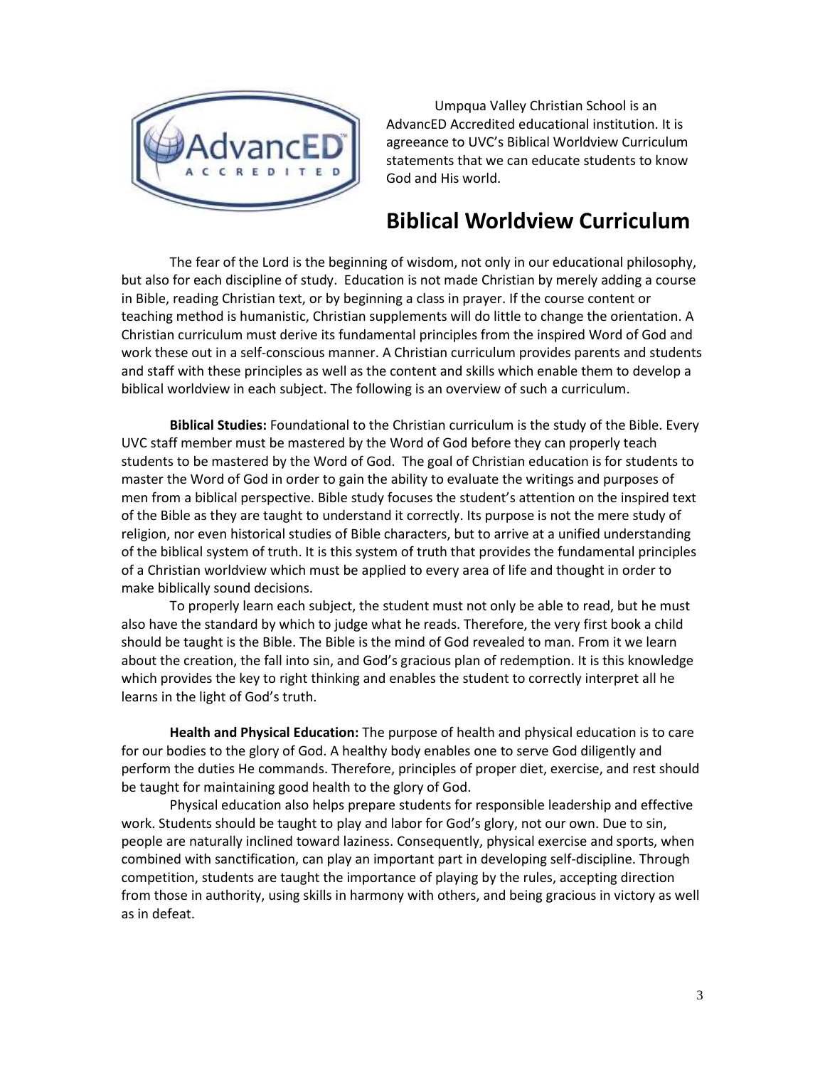Umpqua Valley Christian School is an AdvancED Accredited educational institution. It is agreeance to UVC's Biblical Worldview Curriculum statements that we can educate students to know God and His world.

## Biblical Worldview Curriculum

The fear of the Lord is the beginning of wisdom, not only in our educational philosophy, but also for each discipline of study. Education is not made Christian by merely adding a course in Bible, reading Christian text, or by beginning a class in prayer. If the course content or teaching method is humanistic, Christian supplements will do little to change the orientation. A Christian curriculum must derive its fundamental principles from the inspired Word of God and work these out in a self-conscious manner. A Christian curriculum provides parents and students and staff with these principles as well as the content and skills which enable them to develop a biblical worldview in each subject. The following is an overview of such a curriculum.

**Biblical Studies:** Foundational to the Christian curriculum is the study of the Bible. Every UVC staff member must be mastered by the Word of God before they can properly teach students to be mastered by the Word of God. The goal of Christian education is for students to master the Word of God in order to gain the ability to evaluate the writings and purposes of men from a biblical perspective. Bible study focuses the student's attention on the inspired text of the Bible as they are taught to understand it correctly. Its purpose is not the mere study of religion, nor even historical studies of Bible characters, but to arrive at a unified understanding of the biblical system of truth. It is this system of truth that provides the fundamental principles of a Christian worldview which must be applied to every area of life and thought in order to make biblically sound decisions.

To properly learn each subject, the student must not only be able to read, but he must also have the standard by which to judge what he reads. Therefore, the very first book a child should be taught is the Bible. The Bible is the mind of God revealed to man. From it we learn about the creation, the fall into sin, and God's gracious plan of redemption. It is this knowledge which provides the key to right thinking and enables the student to correctly interpret all he learns in the light of God's truth.

**Health and Physical Education:** The purpose of health and physical education is to care for our bodies to the glory of God. A healthy body enables one to serve God diligently and perform the duties He commands. Therefore, principles of proper diet, exercise, and rest should be taught for maintaining good health to the glory of God.

Physical education also helps prepare students for responsible leadership and effective work. Students should be taught to play and labor for God's glory, not our own. Due to sin, people are naturally inclined toward laziness. Consequently, physical exercise and sports, when combined with sanctification, can play an important part in developing self-discipline. Through competition, students are taught the importance of playing by the rules, accepting direction from those in authority, using skills in harmony with others, and being gracious in victory as well as in defeat.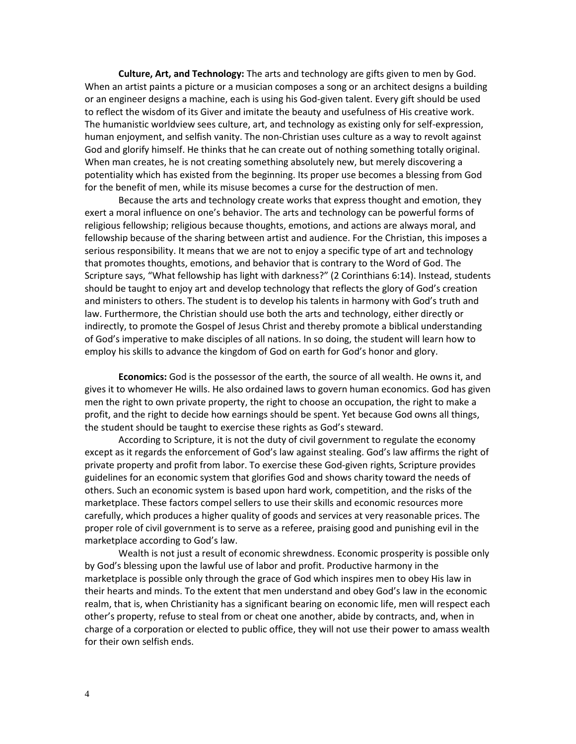**Culture, Art, and Technology:** The arts and technology are gifts given to men by God. When an artist paints a picture or a musician composes a song or an architect designs a building or an engineer designs a machine, each is using his God-given talent. Every gift should be used to reflect the wisdom of its Giver and imitate the beauty and usefulness of His creative work. The humanistic worldview sees culture, art, and technology as existing only for self-expression, human enjoyment, and selfish vanity. The non-Christian uses culture as a way to revolt against God and glorify himself. He thinks that he can create out of nothing something totally original. When man creates, he is not creating something absolutely new, but merely discovering a potentiality which has existed from the beginning. Its proper use becomes a blessing from God for the benefit of men, while its misuse becomes a curse for the destruction of men.

Because the arts and technology create works that express thought and emotion, they exert a moral influence on one's behavior. The arts and technology can be powerful forms of religious fellowship; religious because thoughts, emotions, and actions are always moral, and fellowship because of the sharing between artist and audience. For the Christian, this imposes a serious responsibility. It means that we are not to enjoy a specific type of art and technology that promotes thoughts, emotions, and behavior that is contrary to the Word of God. The Scripture says, "What fellowship has light with darkness?" (2 Corinthians 6:14). Instead, students should be taught to enjoy art and develop technology that reflects the glory of God's creation and ministers to others. The student is to develop his talents in harmony with God's truth and law. Furthermore, the Christian should use both the arts and technology, either directly or indirectly, to promote the Gospel of Jesus Christ and thereby promote a biblical understanding of God's imperative to make disciples of all nations. In so doing, the student will learn how to employ his skills to advance the kingdom of God on earth for God's honor and glory.

**Economics:** God is the possessor of the earth, the source of all wealth. He owns it, and gives it to whomever He wills. He also ordained laws to govern human economics. God has given men the right to own private property, the right to choose an occupation, the right to make a profit, and the right to decide how earnings should be spent. Yet because God owns all things, the student should be taught to exercise these rights as God's steward.

According to Scripture, it is not the duty of civil government to regulate the economy except as it regards the enforcement of God's law against stealing. God's law affirms the right of private property and profit from labor. To exercise these God-given rights, Scripture provides guidelines for an economic system that glorifies God and shows charity toward the needs of others. Such an economic system is based upon hard work, competition, and the risks of the marketplace. These factors compel sellers to use their skills and economic resources more carefully, which produces a higher quality of goods and services at very reasonable prices. The proper role of civil government is to serve as a referee, praising good and punishing evil in the marketplace according to God's law.

Wealth is not just a result of economic shrewdness. Economic prosperity is possible only by God's blessing upon the lawful use of labor and profit. Productive harmony in the marketplace is possible only through the grace of God which inspires men to obey His law in their hearts and minds. To the extent that men understand and obey God's law in the economic realm, that is, when Christianity has a significant bearing on economic life, men will respect each other's property, refuse to steal from or cheat one another, abide by contracts, and, when in charge of a corporation or elected to public office, they will not use their power to amass wealth for their own selfish ends.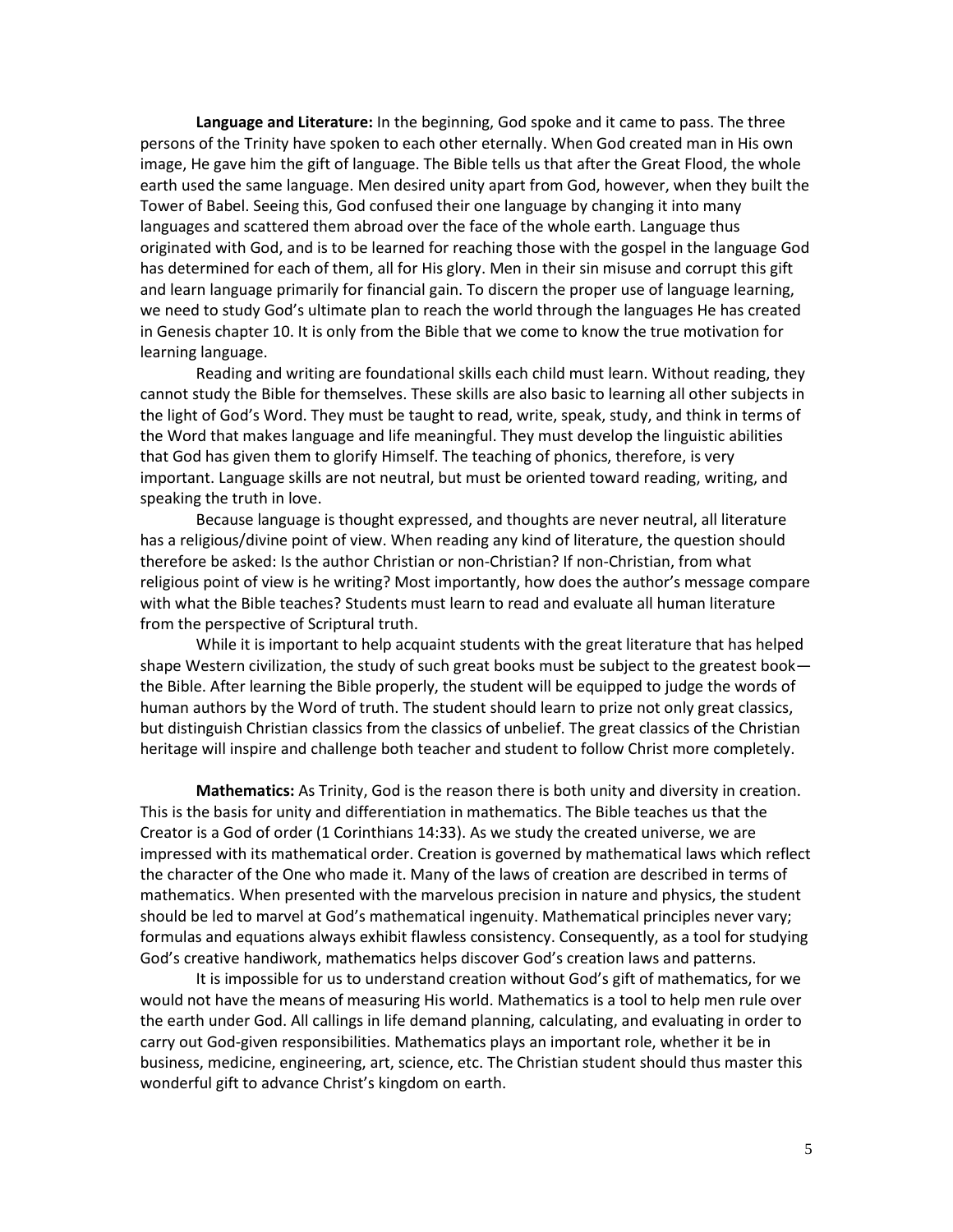**Language and Literature:** In the beginning, God spoke and it came to pass. The three persons of the Trinity have spoken to each other eternally. When God created man in His own image, He gave him the gift of language. The Bible tells us that after the Great Flood, the whole earth used the same language. Men desired unity apart from God, however, when they built the Tower of Babel. Seeing this, God confused their one language by changing it into many languages and scattered them abroad over the face of the whole earth. Language thus originated with God, and is to be learned for reaching those with the gospel in the language God has determined for each of them, all for His glory. Men in their sin misuse and corrupt this gift and learn language primarily for financial gain. To discern the proper use of language learning, we need to study God's ultimate plan to reach the world through the languages He has created in Genesis chapter 10. It is only from the Bible that we come to know the true motivation for learning language.

Reading and writing are foundational skills each child must learn. Without reading, they cannot study the Bible for themselves. These skills are also basic to learning all other subjects in the light of God's Word. They must be taught to read, write, speak, study, and think in terms of the Word that makes language and life meaningful. They must develop the linguistic abilities that God has given them to glorify Himself. The teaching of phonics, therefore, is very important. Language skills are not neutral, but must be oriented toward reading, writing, and speaking the truth in love.

Because language is thought expressed, and thoughts are never neutral, all literature has a religious/divine point of view. When reading any kind of literature, the question should therefore be asked: Is the author Christian or non-Christian? If non-Christian, from what religious point of view is he writing? Most importantly, how does the author's message compare with what the Bible teaches? Students must learn to read and evaluate all human literature from the perspective of Scriptural truth.

While it is important to help acquaint students with the great literature that has helped shape Western civilization, the study of such great books must be subject to the greatest book—the Bible. After learning the Bible properly, the student will be equipped to judge the words of human authors by the Word of truth. The student should learn to prize not only great classics, but distinguish Christian classics from the classics of unbelief. The great classics of the Christian heritage will inspire and challenge both teacher and student to follow Christ more completely.

**Mathematics:** As Trinity, God is the reason there is both unity and diversity in creation. This is the basis for unity and differentiation in mathematics. The Bible teaches us that the Creator is a God of order (1 Corinthians 14:33). As we study the created universe, we are impressed with its mathematical order. Creation is governed by mathematical laws which reflect the character of the One who made it. Many of the laws of creation are described in terms of mathematics. When presented with the marvelous precision in nature and physics, the student should be led to marvel at God's mathematical ingenuity. Mathematical principles never vary; formulas and equations always exhibit flawless consistency. Consequently, as a tool for studying God's creative handiwork, mathematics helps discover God's creation laws and patterns.

It is impossible for us to understand creation without God's gift of mathematics, for we would not have the means of measuring His world. Mathematics is a tool to help men rule over the earth under God. All callings in life demand planning, calculating, and evaluating in order to carry out God-given responsibilities. Mathematics plays an important role, whether it be in business, medicine, engineering, art, science, etc. The Christian student should thus master this wonderful gift to advance Christ's kingdom on earth.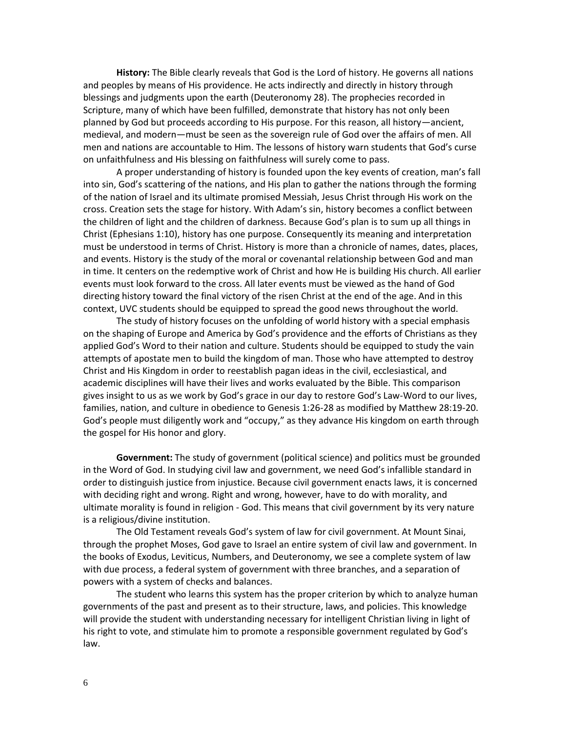**History:** The Bible clearly reveals that God is the Lord of history. He governs all nations and peoples by means of His providence. He acts indirectly and directly in history through blessings and judgments upon the earth (Deuteronomy 28). The prophecies recorded in Scripture, many of which have been fulfilled, demonstrate that history has not only been planned by God but proceeds according to His purpose. For this reason, all history—ancient, medieval, and modern—must be seen as the sovereign rule of God over the affairs of men. All men and nations are accountable to Him. The lessons of history warn students that God's curse on unfaithfulness and His blessing on faithfulness will surely come to pass.

A proper understanding of history is founded upon the key events of creation, man's fall into sin, God's scattering of the nations, and His plan to gather the nations through the forming of the nation of Israel and its ultimate promised Messiah, Jesus Christ through His work on the cross. Creation sets the stage for history. With Adam's sin, history becomes a conflict between the children of light and the children of darkness. Because God's plan is to sum up all things in Christ (Ephesians 1:10), history has one purpose. Consequently its meaning and interpretation must be understood in terms of Christ. History is more than a chronicle of names, dates, places, and events. History is the study of the moral or covenantal relationship between God and man in time. It centers on the redemptive work of Christ and how He is building His church. All earlier events must look forward to the cross. All later events must be viewed as the hand of God directing history toward the final victory of the risen Christ at the end of the age. And in this context, UVC students should be equipped to spread the good news throughout the world.

The study of history focuses on the unfolding of world history with a special emphasis on the shaping of Europe and America by God's providence and the efforts of Christians as they applied God's Word to their nation and culture. Students should be equipped to study the vain attempts of apostate men to build the kingdom of man. Those who have attempted to destroy Christ and His Kingdom in order to reestablish pagan ideas in the civil, ecclesiastical, and academic disciplines will have their lives and works evaluated by the Bible. This comparison gives insight to us as we work by God's grace in our day to restore God's Law-Word to our lives, families, nation, and culture in obedience to Genesis 1:26-28 as modified by Matthew 28:19-20. God's people must diligently work and "occupy," as they advance His kingdom on earth through the gospel for His honor and glory.

**Government:** The study of government (political science) and politics must be grounded in the Word of God. In studying civil law and government, we need God's infallible standard in order to distinguish justice from injustice. Because civil government enacts laws, it is concerned with deciding right and wrong. Right and wrong, however, have to do with morality, and ultimate morality is found in religion - God. This means that civil government by its very nature is a religious/divine institution.

The Old Testament reveals God's system of law for civil government. At Mount Sinai, through the prophet Moses, God gave to Israel an entire system of civil law and government. In the books of Exodus, Leviticus, Numbers, and Deuteronomy, we see a complete system of law with due process, a federal system of government with three branches, and a separation of powers with a system of checks and balances.

The student who learns this system has the proper criterion by which to analyze human governments of the past and present as to their structure, laws, and policies. This knowledge will provide the student with understanding necessary for intelligent Christian living in light of his right to vote, and stimulate him to promote a responsible government regulated by God's law.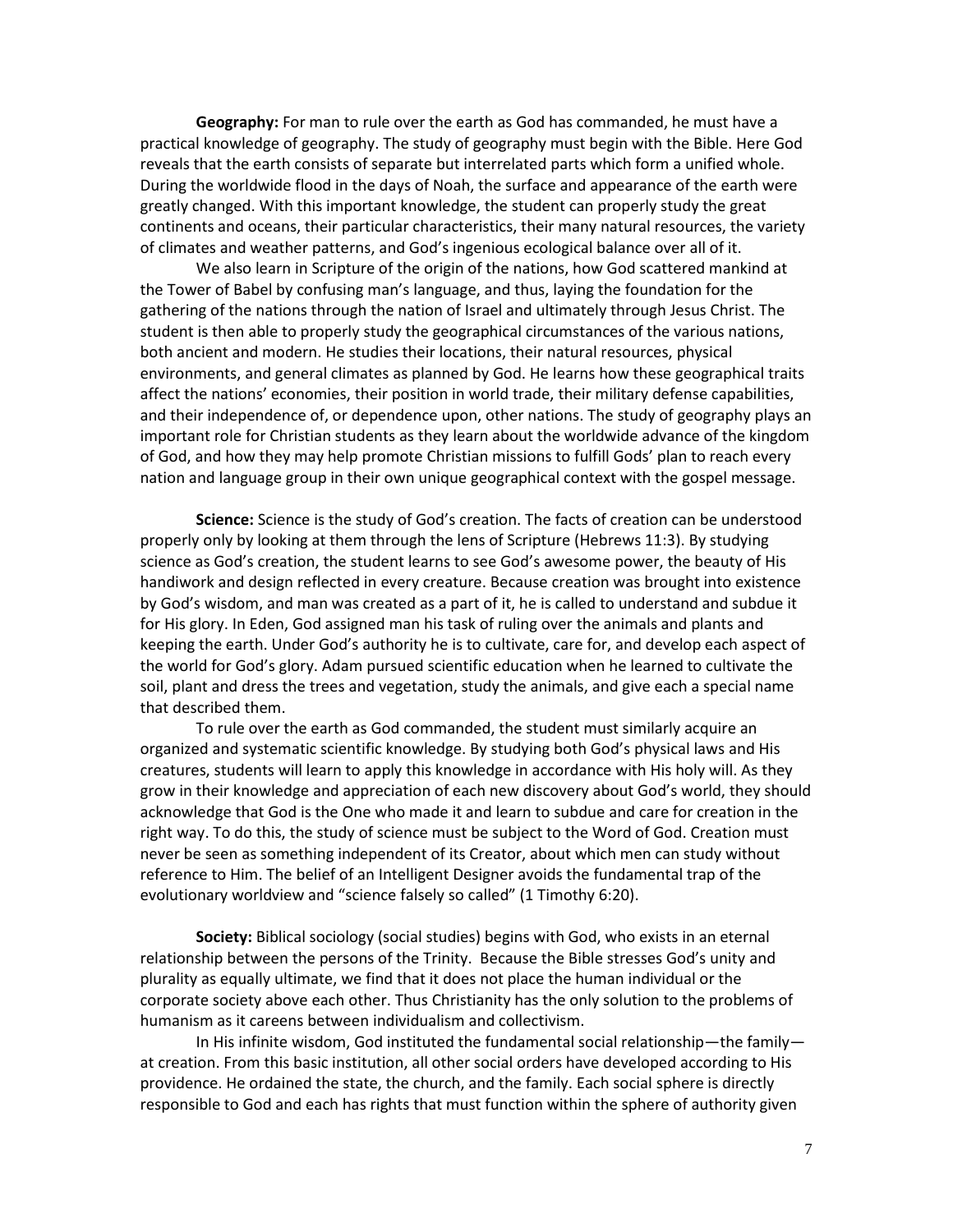**Geography:** For man to rule over the earth as God has commanded, he must have a practical knowledge of geography. The study of geography must begin with the Bible. Here God reveals that the earth consists of separate but interrelated parts which form a unified whole. During the worldwide flood in the days of Noah, the surface and appearance of the earth were greatly changed. With this important knowledge, the student can properly study the great continents and oceans, their particular characteristics, their many natural resources, the variety of climates and weather patterns, and God's ingenious ecological balance over all of it.

We also learn in Scripture of the origin of the nations, how God scattered mankind at the Tower of Babel by confusing man's language, and thus, laying the foundation for the gathering of the nations through the nation of Israel and ultimately through Jesus Christ. The student is then able to properly study the geographical circumstances of the various nations, both ancient and modern. He studies their locations, their natural resources, physical environments, and general climates as planned by God. He learns how these geographical traits affect the nations' economies, their position in world trade, their military defense capabilities, and their independence of, or dependence upon, other nations. The study of geography plays an important role for Christian students as they learn about the worldwide advance of the kingdom of God, and how they may help promote Christian missions to fulfill Gods' plan to reach every nation and language group in their own unique geographical context with the gospel message.

**Science:** Science is the study of God's creation. The facts of creation can be understood properly only by looking at them through the lens of Scripture (Hebrews 11:3). By studying science as God's creation, the student learns to see God's awesome power, the beauty of His handiwork and design reflected in every creature. Because creation was brought into existence by God's wisdom, and man was created as a part of it, he is called to understand and subdue it for His glory. In Eden, God assigned man his task of ruling over the animals and plants and keeping the earth. Under God's authority he is to cultivate, care for, and develop each aspect of the world for God's glory. Adam pursued scientific education when he learned to cultivate the soil, plant and dress the trees and vegetation, study the animals, and give each a special name that described them.

To rule over the earth as God commanded, the student must similarly acquire an organized and systematic scientific knowledge. By studying both God's physical laws and His creatures, students will learn to apply this knowledge in accordance with His holy will. As they grow in their knowledge and appreciation of each new discovery about God's world, they should acknowledge that God is the One who made it and learn to subdue and care for creation in the right way. To do this, the study of science must be subject to the Word of God. Creation must never be seen as something independent of its Creator, about which men can study without reference to Him. The belief of an Intelligent Designer avoids the fundamental trap of the evolutionary worldview and "science falsely so called" (1 Timothy 6:20).

**Society:** Biblical sociology (social studies) begins with God, who exists in an eternal relationship between the persons of the Trinity. Because the Bible stresses God's unity and plurality as equally ultimate, we find that it does not place the human individual or the corporate society above each other. Thus Christianity has the only solution to the problems of humanism as it careens between individualism and collectivism.

In His infinite wisdom, God instituted the fundamental social relationship—the family—at creation. From this basic institution, all other social orders have developed according to His providence. He ordained the state, the church, and the family. Each social sphere is directly responsible to God and each has rights that must function within the sphere of authority given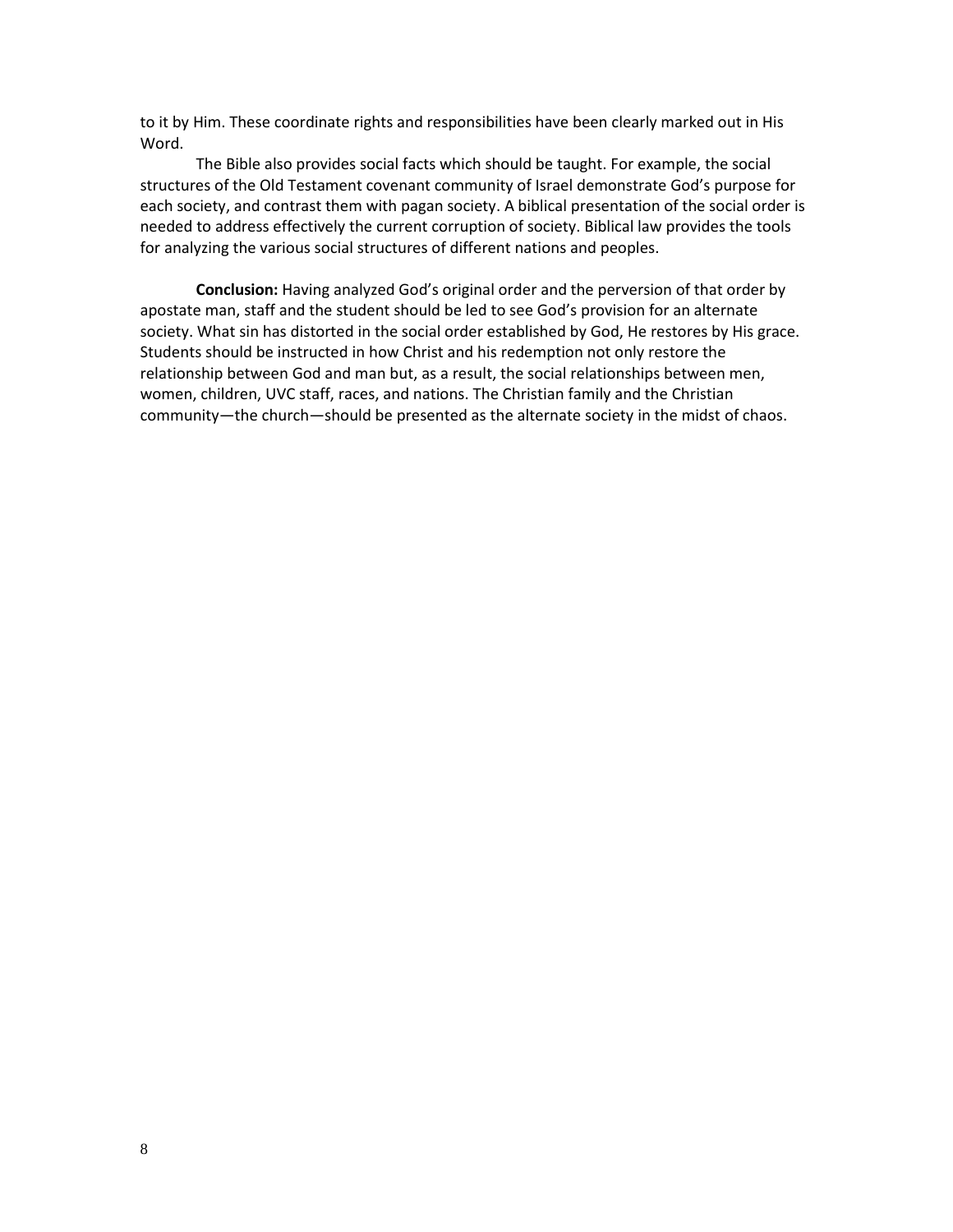to it by Him. These coordinate rights and responsibilities have been clearly marked out in His Word.

The Bible also provides social facts which should be taught. For example, the social structures of the Old Testament covenant community of Israel demonstrate God's purpose for each society, and contrast them with pagan society. A biblical presentation of the social order is needed to address effectively the current corruption of society. Biblical law provides the tools for analyzing the various social structures of different nations and peoples.

**Conclusion:** Having analyzed God's original order and the perversion of that order by apostate man, staff and the student should be led to see God's provision for an alternate society. What sin has distorted in the social order established by God, He restores by His grace. Students should be instructed in how Christ and his redemption not only restore the relationship between God and man but, as a result, the social relationships between men, women, children, UVC staff, races, and nations. The Christian family and the Christian community—the church—should be presented as the alternate society in the midst of chaos.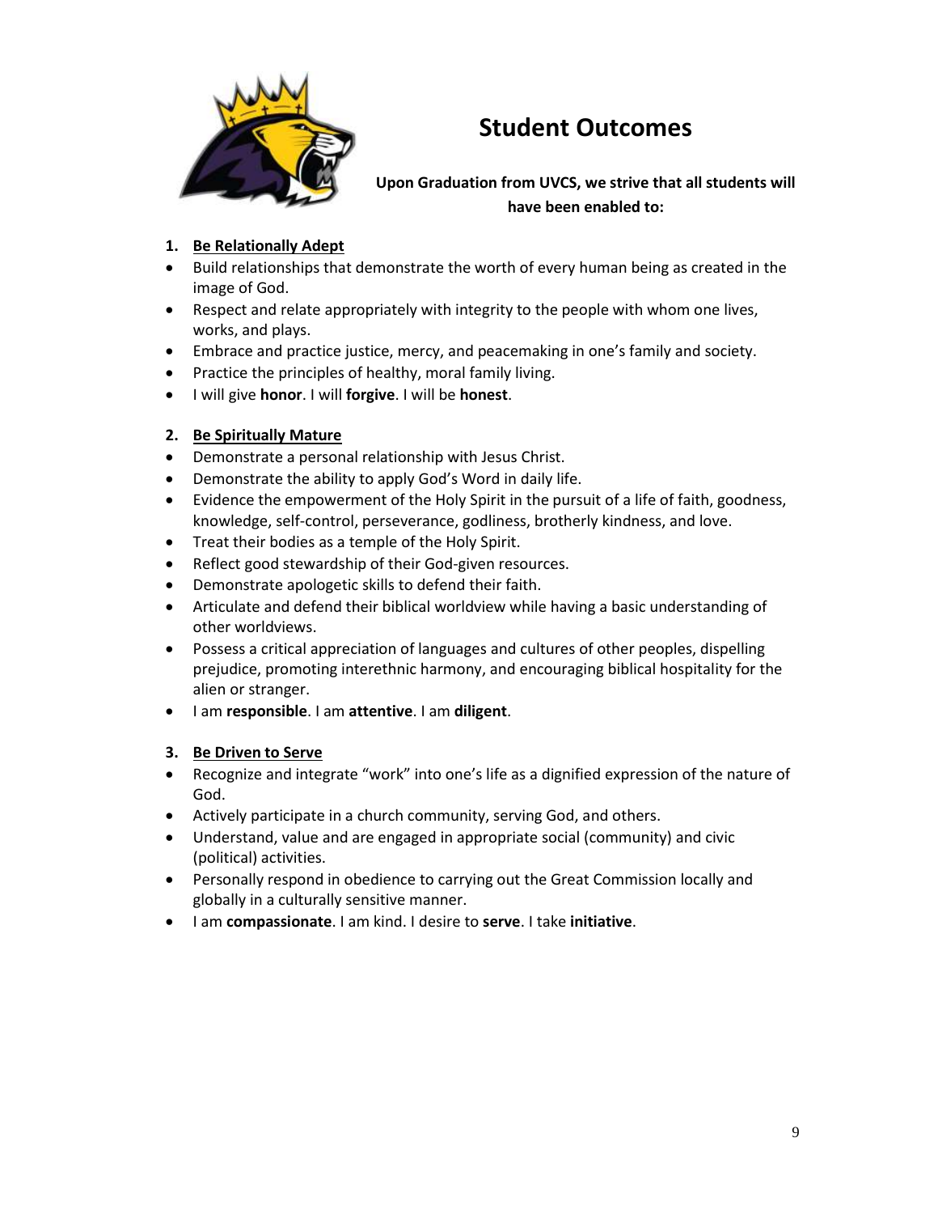# Student Outcomes

**Upon Graduation from UVCS, we strive that all students will have been enabled to:**

1. **Be Relationally Adept**

- Build relationships that demonstrate the worth of every human being as created in the image of God.
- Respect and relate appropriately with integrity to the people with whom one lives, works, and plays.
- Embrace and practice justice, mercy, and peacemaking in one's family and society.
- Practice the principles of healthy, moral family living.
- I will give **honor**. I will **forgive**. I will be **honest**.

2. **Be Spiritually Mature**

- Demonstrate a personal relationship with Jesus Christ.
- Demonstrate the ability to apply God's Word in daily life.
- Evidence the empowerment of the Holy Spirit in the pursuit of a life of faith, goodness, knowledge, self-control, perseverance, godliness, brotherly kindness, and love.
- Treat their bodies as a temple of the Holy Spirit.
- Reflect good stewardship of their God-given resources.
- Demonstrate apologetic skills to defend their faith.
- Articulate and defend their biblical worldview while having a basic understanding of other worldviews.
- Possess a critical appreciation of languages and cultures of other peoples, dispelling prejudice, promoting interethnic harmony, and encouraging biblical hospitality for the alien or stranger.
- I am **responsible**. I am **attentive**. I am **diligent**.

3. **Be Driven to Serve**

- Recognize and integrate "work" into one's life as a dignified expression of the nature of God.
- Actively participate in a church community, serving God, and others.
- Understand, value and are engaged in appropriate social (community) and civic (political) activities.
- Personally respond in obedience to carrying out the Great Commission locally and globally in a culturally sensitive manner.
- I am **compassionate**. I am kind. I desire to **serve**. I take **initiative**.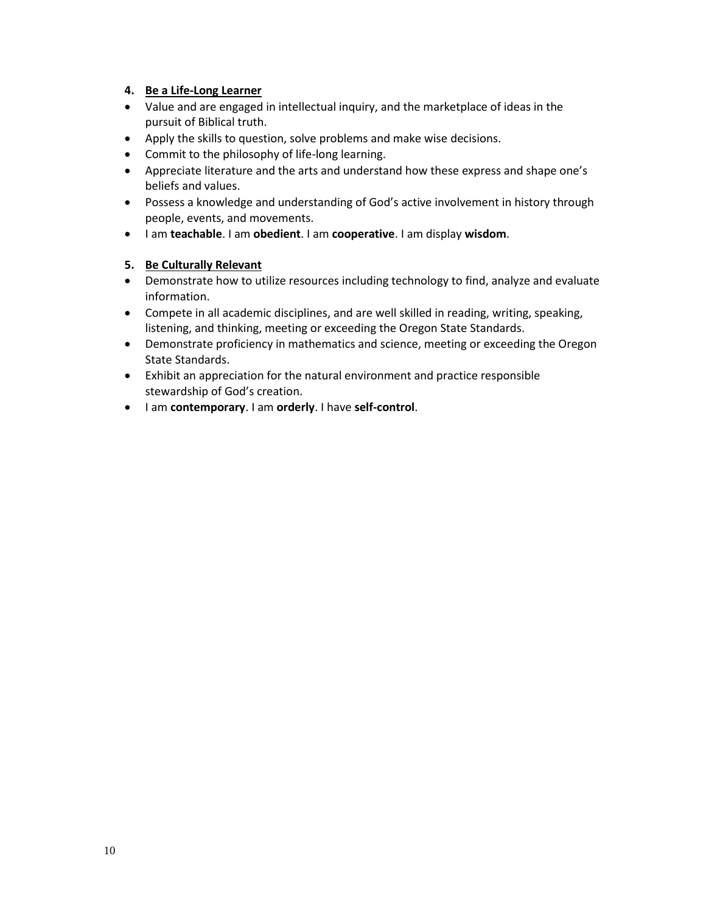4. **Be a Life-Long Learner**

- Value and are engaged in intellectual inquiry, and the marketplace of ideas in the pursuit of Biblical truth.
- Apply the skills to question, solve problems and make wise decisions.
- Commit to the philosophy of life-long learning.
- Appreciate literature and the arts and understand how these express and shape one's beliefs and values.
- Possess a knowledge and understanding of God's active involvement in history through people, events, and movements.
- I am **teachable**. I am **obedient**. I am **cooperative**. I am display **wisdom**.

5. **Be Culturally Relevant**

- Demonstrate how to utilize resources including technology to find, analyze and evaluate information.
- Compete in all academic disciplines, and are well skilled in reading, writing, speaking, listening, and thinking, meeting or exceeding the Oregon State Standards.
- Demonstrate proficiency in mathematics and science, meeting or exceeding the Oregon State Standards.
- Exhibit an appreciation for the natural environment and practice responsible stewardship of God's creation.
- I am **contemporary**. I am **orderly**. I have **self-control**.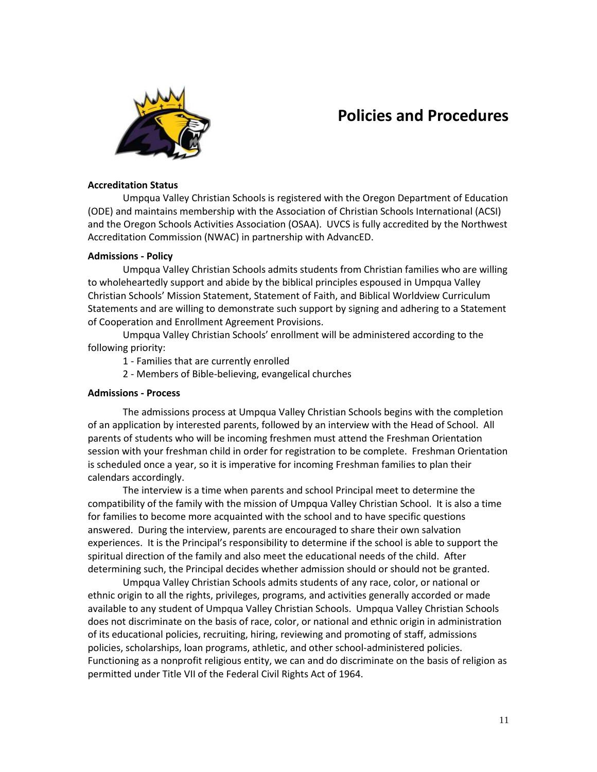# Policies and Procedures

**Accreditation Status**

Umpqua Valley Christian Schools is registered with the Oregon Department of Education (ODE) and maintains membership with the Association of Christian Schools International (ACSI) and the Oregon Schools Activities Association (OSAA). UVCS is fully accredited by the Northwest Accreditation Commission (NWAC) in partnership with AdvancED.

**Admissions - Policy**

Umpqua Valley Christian Schools admits students from Christian families who are willing to wholeheartedly support and abide by the biblical principles espoused in Umpqua Valley Christian Schools' Mission Statement, Statement of Faith, and Biblical Worldview Curriculum Statements and are willing to demonstrate such support by signing and adhering to a Statement of Cooperation and Enrollment Agreement Provisions.

Umpqua Valley Christian Schools' enrollment will be administered according to the following priority:

1 - Families that are currently enrolled
2 - Members of Bible-believing, evangelical churches

**Admissions - Process**

The admissions process at Umpqua Valley Christian Schools begins with the completion of an application by interested parents, followed by an interview with the Head of School. All parents of students who will be incoming freshmen must attend the Freshman Orientation session with your freshman child in order for registration to be complete. Freshman Orientation is scheduled once a year, so it is imperative for incoming Freshman families to plan their calendars accordingly.

The interview is a time when parents and school Principal meet to determine the compatibility of the family with the mission of Umpqua Valley Christian School. It is also a time for families to become more acquainted with the school and to have specific questions answered. During the interview, parents are encouraged to share their own salvation experiences. It is the Principal's responsibility to determine if the school is able to support the spiritual direction of the family and also meet the educational needs of the child. After determining such, the Principal decides whether admission should or should not be granted.

Umpqua Valley Christian Schools admits students of any race, color, or national or ethnic origin to all the rights, privileges, programs, and activities generally accorded or made available to any student of Umpqua Valley Christian Schools. Umpqua Valley Christian Schools does not discriminate on the basis of race, color, or national and ethnic origin in administration of its educational policies, recruiting, hiring, reviewing and promoting of staff, admissions policies, scholarships, loan programs, athletic, and other school-administered policies. Functioning as a nonprofit religious entity, we can and do discriminate on the basis of religion as permitted under Title VII of the Federal Civil Rights Act of 1964.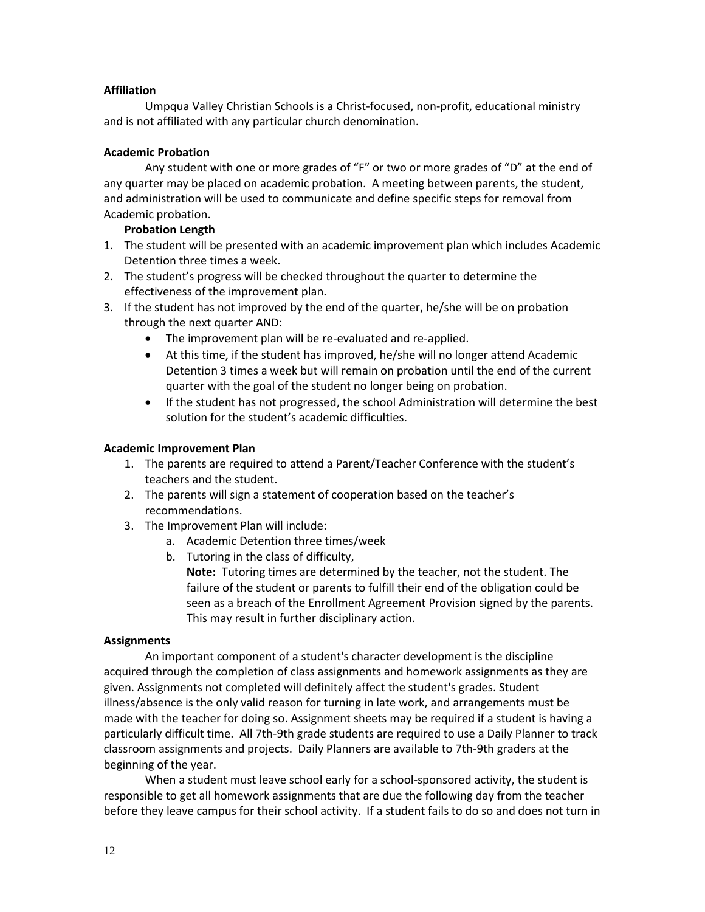**Affiliation**

Umpqua Valley Christian Schools is a Christ-focused, non-profit, educational ministry and is not affiliated with any particular church denomination.

**Academic Probation**

Any student with one or more grades of "F" or two or more grades of "D" at the end of any quarter may be placed on academic probation. A meeting between parents, the student, and administration will be used to communicate and define specific steps for removal from Academic probation.

**Probation Length**

1. The student will be presented with an academic improvement plan which includes Academic Detention three times a week.
2. The student's progress will be checked throughout the quarter to determine the effectiveness of the improvement plan.
3. If the student has not improved by the end of the quarter, he/she will be on probation through the next quarter AND:
   - The improvement plan will be re-evaluated and re-applied.
   - At this time, if the student has improved, he/she will no longer attend Academic Detention 3 times a week but will remain on probation until the end of the current quarter with the goal of the student no longer being on probation.
   - If the student has not progressed, the school Administration will determine the best solution for the student's academic difficulties.

**Academic Improvement Plan**

1. The parents are required to attend a Parent/Teacher Conference with the student's teachers and the student.
2. The parents will sign a statement of cooperation based on the teacher's recommendations.
3. The Improvement Plan will include:
   a. Academic Detention three times/week
   b. Tutoring in the class of difficulty,
      **Note:** Tutoring times are determined by the teacher, not the student. The failure of the student or parents to fulfill their end of the obligation could be seen as a breach of the Enrollment Agreement Provision signed by the parents. This may result in further disciplinary action.

**Assignments**

An important component of a student's character development is the discipline acquired through the completion of class assignments and homework assignments as they are given. Assignments not completed will definitely affect the student's grades. Student illness/absence is the only valid reason for turning in late work, and arrangements must be made with the teacher for doing so. Assignment sheets may be required if a student is having a particularly difficult time. All 7th-9th grade students are required to use a Daily Planner to track classroom assignments and projects. Daily Planners are available to 7th-9th graders at the beginning of the year.

When a student must leave school early for a school-sponsored activity, the student is responsible to get all homework assignments that are due the following day from the teacher before they leave campus for their school activity. If a student fails to do so and does not turn in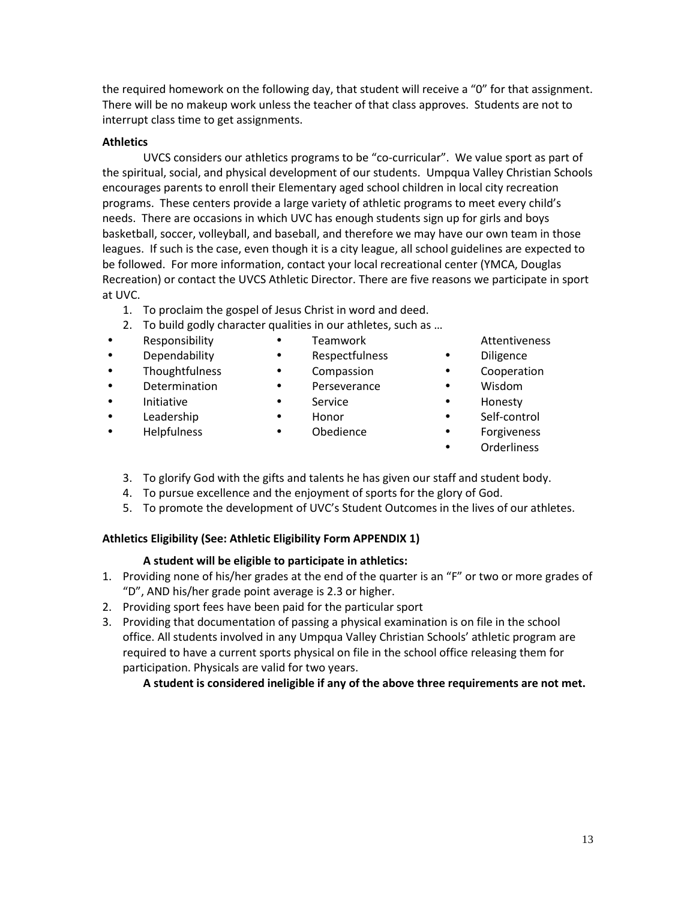the required homework on the following day, that student will receive a "0" for that assignment. There will be no makeup work unless the teacher of that class approves. Students are not to interrupt class time to get assignments.

**Athletics**

UVCS considers our athletics programs to be "co-curricular". We value sport as part of the spiritual, social, and physical development of our students. Umpqua Valley Christian Schools encourages parents to enroll their Elementary aged school children in local city recreation programs. These centers provide a large variety of athletic programs to meet every child's needs. There are occasions in which UVC has enough students sign up for girls and boys basketball, soccer, volleyball, and baseball, and therefore we may have our own team in those leagues. If such is the case, even though it is a city league, all school guidelines are expected to be followed. For more information, contact your local recreational center (YMCA, Douglas Recreation) or contact the UVCS Athletic Director. There are five reasons we participate in sport at UVC.

1. To proclaim the gospel of Jesus Christ in word and deed.
2. To build godly character qualities in our athletes, such as …

- Responsibility
- Dependability
- Thoughtfulness
- Determination
- Initiative
- Leadership
- Helpfulness
- Teamwork
- Respectfulness
- Compassion
- Perseverance
- Service
- Honor
- Obedience
- Attentiveness
- Diligence
- Cooperation
- Wisdom
- Honesty
- Self-control
- Forgiveness
- Orderliness

3. To glorify God with the gifts and talents he has given our staff and student body.
4. To pursue excellence and the enjoyment of sports for the glory of God.
5. To promote the development of UVC's Student Outcomes in the lives of our athletes.

**Athletics Eligibility (See: Athletic Eligibility Form APPENDIX 1)**

**A student will be eligible to participate in athletics:**

1. Providing none of his/her grades at the end of the quarter is an "F" or two or more grades of "D", AND his/her grade point average is 2.3 or higher.
2. Providing sport fees have been paid for the particular sport
3. Providing that documentation of passing a physical examination is on file in the school office. All students involved in any Umpqua Valley Christian Schools' athletic program are required to have a current sports physical on file in the school office releasing them for participation. Physicals are valid for two years.

**A student is considered ineligible if any of the above three requirements are not met.**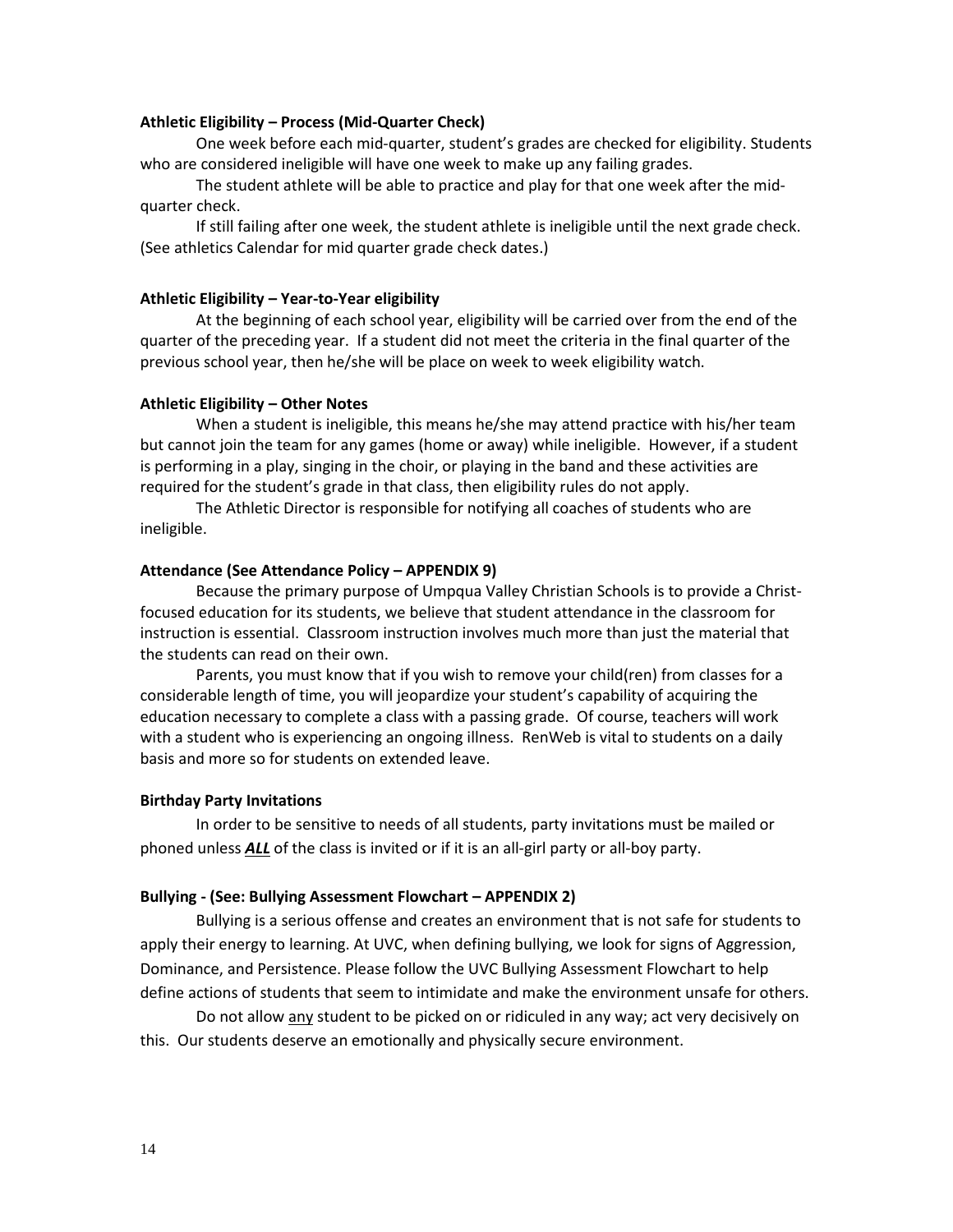**Athletic Eligibility – Process (Mid-Quarter Check)**

One week before each mid-quarter, student's grades are checked for eligibility. Students who are considered ineligible will have one week to make up any failing grades.

The student athlete will be able to practice and play for that one week after the mid-quarter check.

If still failing after one week, the student athlete is ineligible until the next grade check. (See athletics Calendar for mid quarter grade check dates.)

**Athletic Eligibility – Year-to-Year eligibility**

At the beginning of each school year, eligibility will be carried over from the end of the quarter of the preceding year. If a student did not meet the criteria in the final quarter of the previous school year, then he/she will be place on week to week eligibility watch.

**Athletic Eligibility – Other Notes**

When a student is ineligible, this means he/she may attend practice with his/her team but cannot join the team for any games (home or away) while ineligible. However, if a student is performing in a play, singing in the choir, or playing in the band and these activities are required for the student's grade in that class, then eligibility rules do not apply.

The Athletic Director is responsible for notifying all coaches of students who are ineligible.

**Attendance (See Attendance Policy – APPENDIX 9)**

Because the primary purpose of Umpqua Valley Christian Schools is to provide a Christ-focused education for its students, we believe that student attendance in the classroom for instruction is essential. Classroom instruction involves much more than just the material that the students can read on their own.

Parents, you must know that if you wish to remove your child(ren) from classes for a considerable length of time, you will jeopardize your student's capability of acquiring the education necessary to complete a class with a passing grade. Of course, teachers will work with a student who is experiencing an ongoing illness. RenWeb is vital to students on a daily basis and more so for students on extended leave.

**Birthday Party Invitations**

In order to be sensitive to needs of all students, party invitations must be mailed or phoned unless ***ALL*** of the class is invited or if it is an all-girl party or all-boy party.

**Bullying - (See: Bullying Assessment Flowchart – APPENDIX 2)**

Bullying is a serious offense and creates an environment that is not safe for students to apply their energy to learning. At UVC, when defining bullying, we look for signs of Aggression, Dominance, and Persistence. Please follow the UVC Bullying Assessment Flowchart to help define actions of students that seem to intimidate and make the environment unsafe for others.

Do not allow any student to be picked on or ridiculed in any way; act very decisively on this. Our students deserve an emotionally and physically secure environment.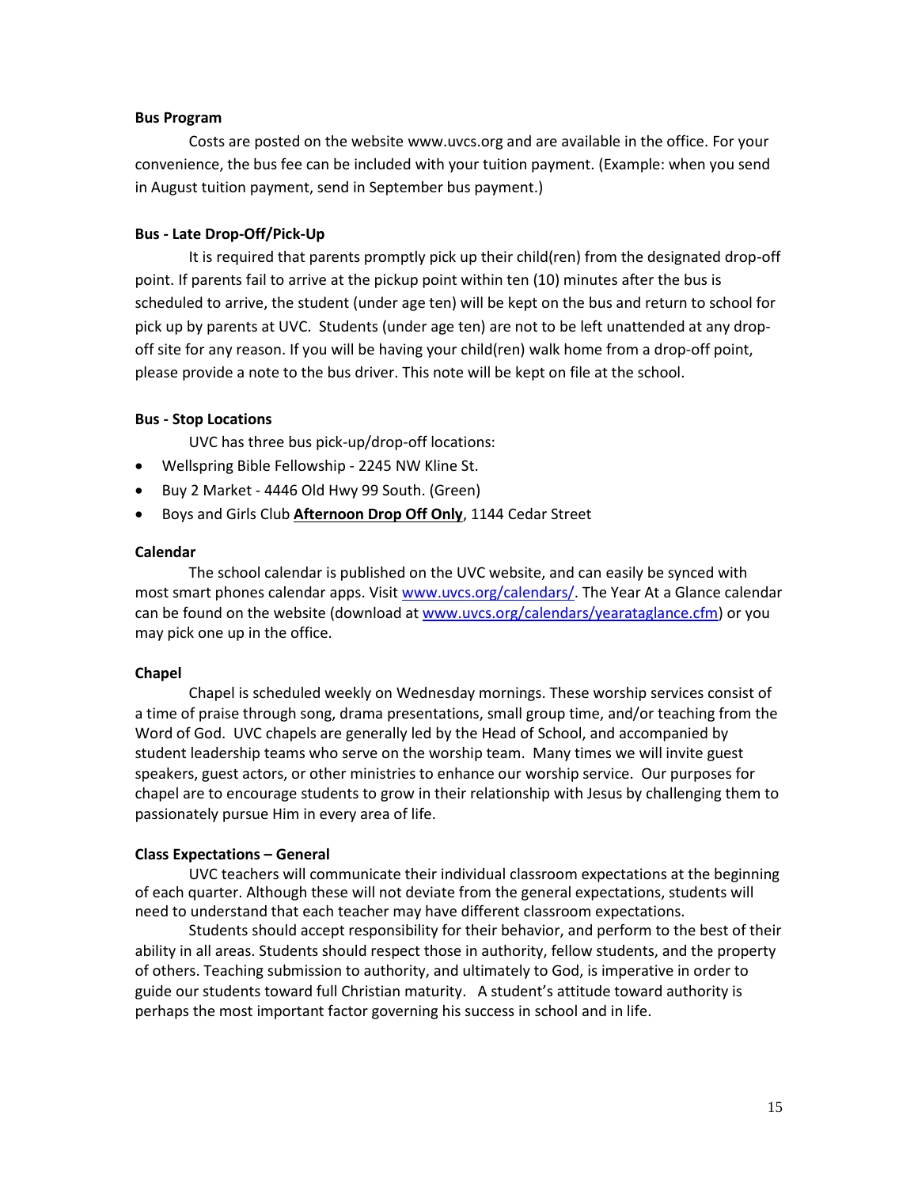**Bus Program**

Costs are posted on the website www.uvcs.org and are available in the office. For your convenience, the bus fee can be included with your tuition payment. (Example: when you send in August tuition payment, send in September bus payment.)

**Bus - Late Drop-Off/Pick-Up**

It is required that parents promptly pick up their child(ren) from the designated drop-off point. If parents fail to arrive at the pickup point within ten (10) minutes after the bus is scheduled to arrive, the student (under age ten) will be kept on the bus and return to school for pick up by parents at UVC. Students (under age ten) are not to be left unattended at any drop-off site for any reason. If you will be having your child(ren) walk home from a drop-off point, please provide a note to the bus driver. This note will be kept on file at the school.

**Bus - Stop Locations**

UVC has three bus pick-up/drop-off locations:

- Wellspring Bible Fellowship - 2245 NW Kline St.
- Buy 2 Market - 4446 Old Hwy 99 South. (Green)
- Boys and Girls Club **Afternoon Drop Off Only**, 1144 Cedar Street

**Calendar**

The school calendar is published on the UVC website, and can easily be synced with most smart phones calendar apps. Visit www.uvcs.org/calendars/. The Year At a Glance calendar can be found on the website (download at www.uvcs.org/calendars/yearataglance.cfm) or you may pick one up in the office.

**Chapel**

Chapel is scheduled weekly on Wednesday mornings. These worship services consist of a time of praise through song, drama presentations, small group time, and/or teaching from the Word of God. UVC chapels are generally led by the Head of School, and accompanied by student leadership teams who serve on the worship team. Many times we will invite guest speakers, guest actors, or other ministries to enhance our worship service. Our purposes for chapel are to encourage students to grow in their relationship with Jesus by challenging them to passionately pursue Him in every area of life.

**Class Expectations – General**

UVC teachers will communicate their individual classroom expectations at the beginning of each quarter. Although these will not deviate from the general expectations, students will need to understand that each teacher may have different classroom expectations.

Students should accept responsibility for their behavior, and perform to the best of their ability in all areas. Students should respect those in authority, fellow students, and the property of others. Teaching submission to authority, and ultimately to God, is imperative in order to guide our students toward full Christian maturity. A student's attitude toward authority is perhaps the most important factor governing his success in school and in life.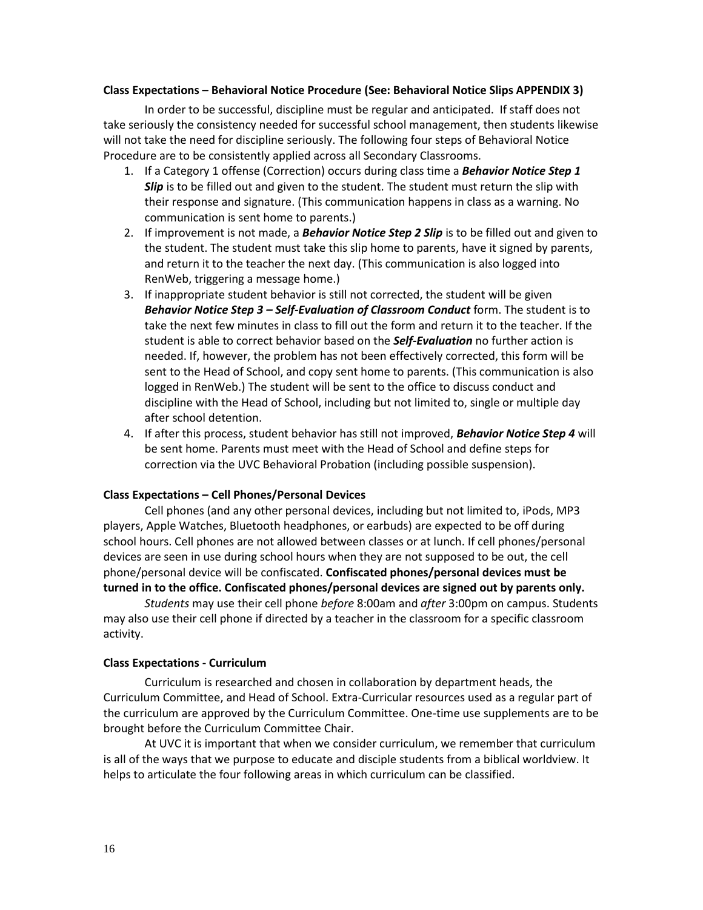**Class Expectations – Behavioral Notice Procedure (See: Behavioral Notice Slips APPENDIX 3)**

In order to be successful, discipline must be regular and anticipated. If staff does not take seriously the consistency needed for successful school management, then students likewise will not take the need for discipline seriously. The following four steps of Behavioral Notice Procedure are to be consistently applied across all Secondary Classrooms.

1. If a Category 1 offense (Correction) occurs during class time a ***Behavior Notice Step 1 Slip*** is to be filled out and given to the student. The student must return the slip with their response and signature. (This communication happens in class as a warning. No communication is sent home to parents.)
2. If improvement is not made, a ***Behavior Notice Step 2 Slip*** is to be filled out and given to the student. The student must take this slip home to parents, have it signed by parents, and return it to the teacher the next day. (This communication is also logged into RenWeb, triggering a message home.)
3. If inappropriate student behavior is still not corrected, the student will be given ***Behavior Notice Step 3 – Self-Evaluation of Classroom Conduct*** form. The student is to take the next few minutes in class to fill out the form and return it to the teacher. If the student is able to correct behavior based on the ***Self-Evaluation*** no further action is needed. If, however, the problem has not been effectively corrected, this form will be sent to the Head of School, and copy sent home to parents. (This communication is also logged in RenWeb.) The student will be sent to the office to discuss conduct and discipline with the Head of School, including but not limited to, single or multiple day after school detention.
4. If after this process, student behavior has still not improved, ***Behavior Notice Step 4*** will be sent home. Parents must meet with the Head of School and define steps for correction via the UVC Behavioral Probation (including possible suspension).

**Class Expectations – Cell Phones/Personal Devices**

Cell phones (and any other personal devices, including but not limited to, iPods, MP3 players, Apple Watches, Bluetooth headphones, or earbuds) are expected to be off during school hours. Cell phones are not allowed between classes or at lunch. If cell phones/personal devices are seen in use during school hours when they are not supposed to be out, the cell phone/personal device will be confiscated. **Confiscated phones/personal devices must be turned in to the office. Confiscated phones/personal devices are signed out by parents only.**

*Students* may use their cell phone *before* 8:00am and *after* 3:00pm on campus. Students may also use their cell phone if directed by a teacher in the classroom for a specific classroom activity.

**Class Expectations - Curriculum**

Curriculum is researched and chosen in collaboration by department heads, the Curriculum Committee, and Head of School. Extra-Curricular resources used as a regular part of the curriculum are approved by the Curriculum Committee. One-time use supplements are to be brought before the Curriculum Committee Chair.

At UVC it is important that when we consider curriculum, we remember that curriculum is all of the ways that we purpose to educate and disciple students from a biblical worldview. It helps to articulate the four following areas in which curriculum can be classified.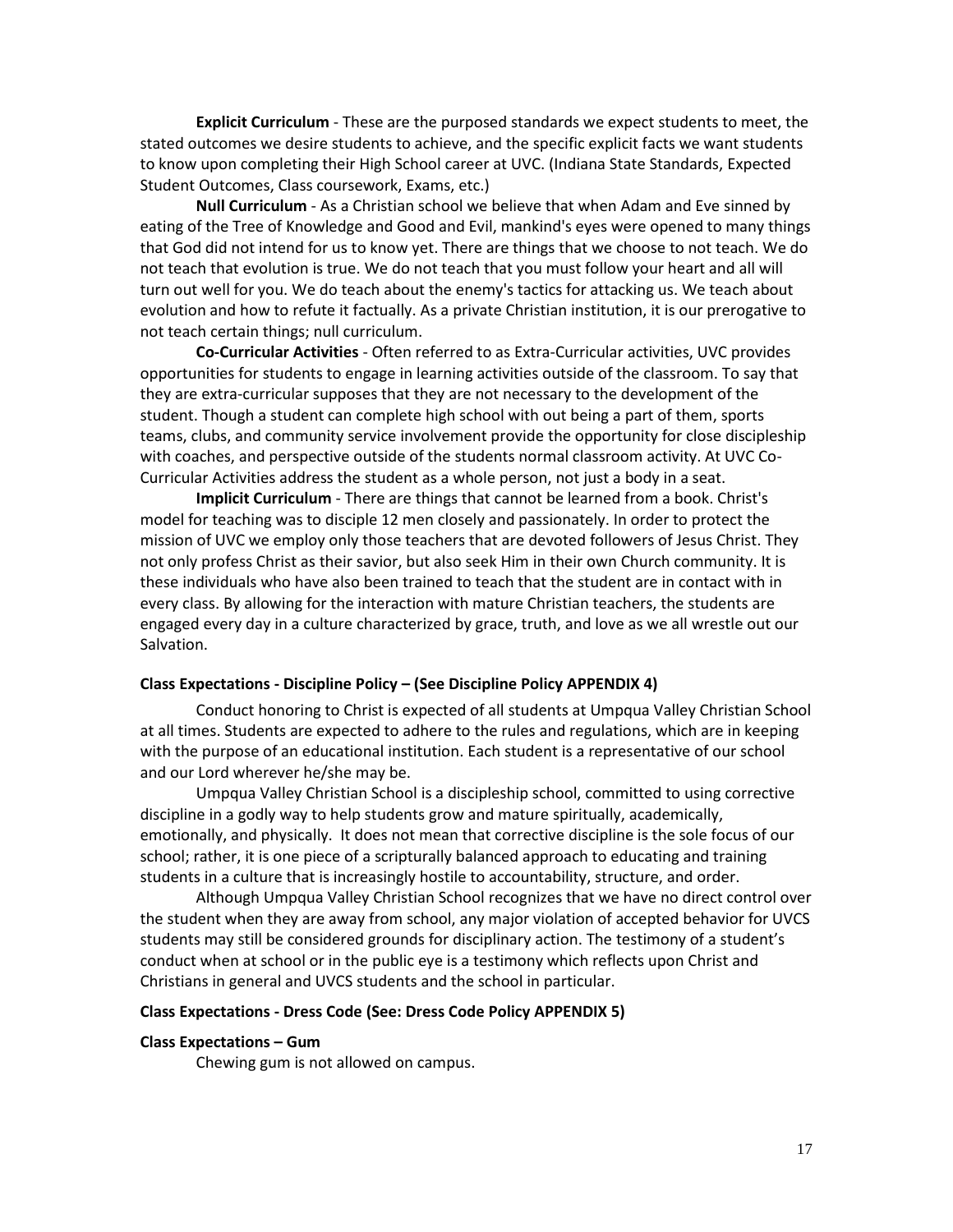**Explicit Curriculum** - These are the purposed standards we expect students to meet, the stated outcomes we desire students to achieve, and the specific explicit facts we want students to know upon completing their High School career at UVC. (Indiana State Standards, Expected Student Outcomes, Class coursework, Exams, etc.)

**Null Curriculum** - As a Christian school we believe that when Adam and Eve sinned by eating of the Tree of Knowledge and Good and Evil, mankind's eyes were opened to many things that God did not intend for us to know yet. There are things that we choose to not teach. We do not teach that evolution is true. We do not teach that you must follow your heart and all will turn out well for you. We do teach about the enemy's tactics for attacking us. We teach about evolution and how to refute it factually. As a private Christian institution, it is our prerogative to not teach certain things; null curriculum.

**Co-Curricular Activities** - Often referred to as Extra-Curricular activities, UVC provides opportunities for students to engage in learning activities outside of the classroom. To say that they are extra-curricular supposes that they are not necessary to the development of the student. Though a student can complete high school with out being a part of them, sports teams, clubs, and community service involvement provide the opportunity for close discipleship with coaches, and perspective outside of the students normal classroom activity. At UVC Co-Curricular Activities address the student as a whole person, not just a body in a seat.

**Implicit Curriculum** - There are things that cannot be learned from a book. Christ's model for teaching was to disciple 12 men closely and passionately. In order to protect the mission of UVC we employ only those teachers that are devoted followers of Jesus Christ. They not only profess Christ as their savior, but also seek Him in their own Church community. It is these individuals who have also been trained to teach that the student are in contact with in every class. By allowing for the interaction with mature Christian teachers, the students are engaged every day in a culture characterized by grace, truth, and love as we all wrestle out our Salvation.

**Class Expectations - Discipline Policy – (See Discipline Policy APPENDIX 4)**

Conduct honoring to Christ is expected of all students at Umpqua Valley Christian School at all times. Students are expected to adhere to the rules and regulations, which are in keeping with the purpose of an educational institution. Each student is a representative of our school and our Lord wherever he/she may be.

Umpqua Valley Christian School is a discipleship school, committed to using corrective discipline in a godly way to help students grow and mature spiritually, academically, emotionally, and physically. It does not mean that corrective discipline is the sole focus of our school; rather, it is one piece of a scripturally balanced approach to educating and training students in a culture that is increasingly hostile to accountability, structure, and order.

Although Umpqua Valley Christian School recognizes that we have no direct control over the student when they are away from school, any major violation of accepted behavior for UVCS students may still be considered grounds for disciplinary action. The testimony of a student's conduct when at school or in the public eye is a testimony which reflects upon Christ and Christians in general and UVCS students and the school in particular.

**Class Expectations - Dress Code (See: Dress Code Policy APPENDIX 5)**

**Class Expectations – Gum**

Chewing gum is not allowed on campus.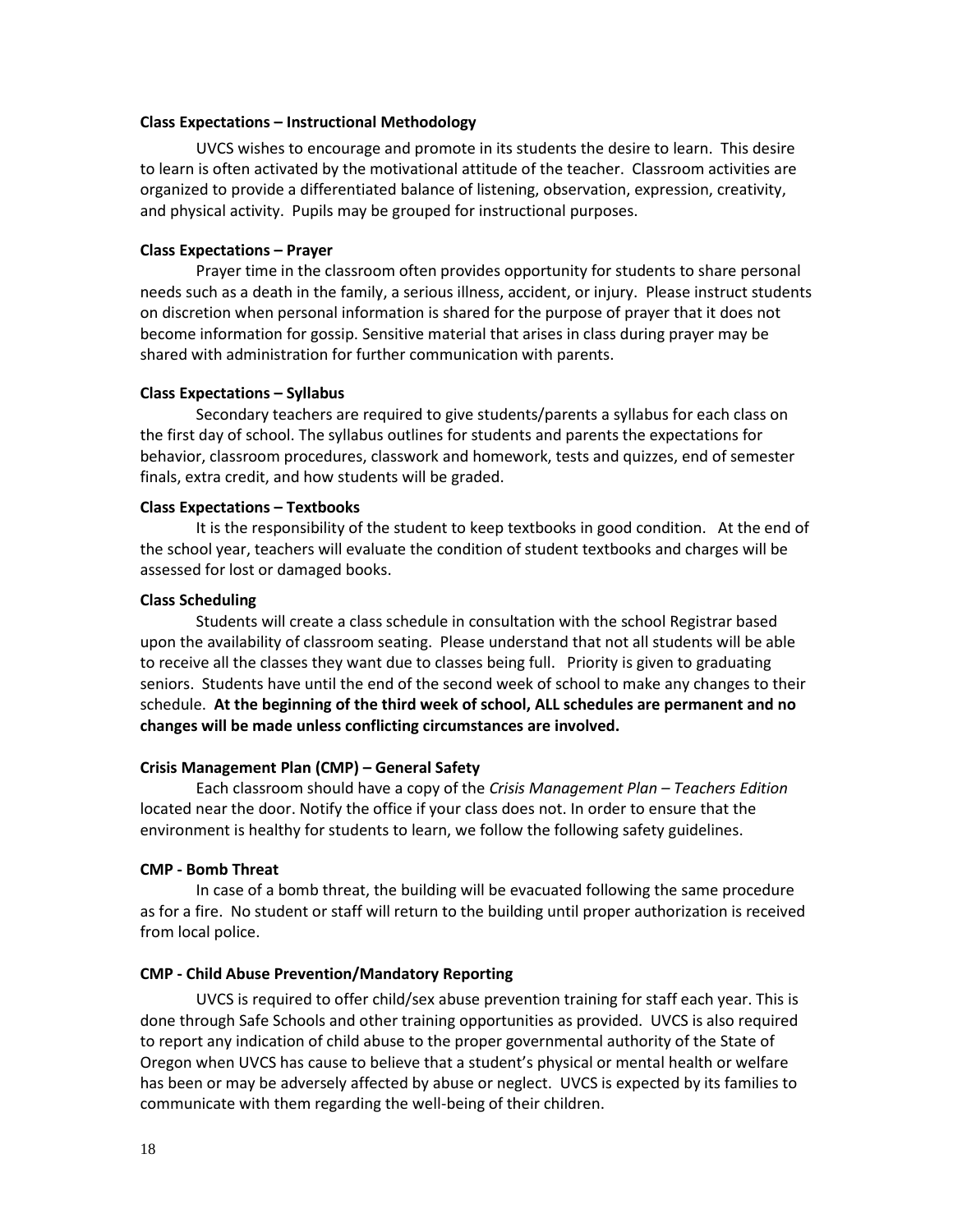**Class Expectations – Instructional Methodology**

UVCS wishes to encourage and promote in its students the desire to learn. This desire to learn is often activated by the motivational attitude of the teacher. Classroom activities are organized to provide a differentiated balance of listening, observation, expression, creativity, and physical activity. Pupils may be grouped for instructional purposes.

**Class Expectations – Prayer**

Prayer time in the classroom often provides opportunity for students to share personal needs such as a death in the family, a serious illness, accident, or injury. Please instruct students on discretion when personal information is shared for the purpose of prayer that it does not become information for gossip. Sensitive material that arises in class during prayer may be shared with administration for further communication with parents.

**Class Expectations – Syllabus**

Secondary teachers are required to give students/parents a syllabus for each class on the first day of school. The syllabus outlines for students and parents the expectations for behavior, classroom procedures, classwork and homework, tests and quizzes, end of semester finals, extra credit, and how students will be graded.

**Class Expectations – Textbooks**

It is the responsibility of the student to keep textbooks in good condition. At the end of the school year, teachers will evaluate the condition of student textbooks and charges will be assessed for lost or damaged books.

**Class Scheduling**

Students will create a class schedule in consultation with the school Registrar based upon the availability of classroom seating. Please understand that not all students will be able to receive all the classes they want due to classes being full. Priority is given to graduating seniors. Students have until the end of the second week of school to make any changes to their schedule. **At the beginning of the third week of school, ALL schedules are permanent and no changes will be made unless conflicting circumstances are involved.**

**Crisis Management Plan (CMP) – General Safety**

Each classroom should have a copy of the *Crisis Management Plan – Teachers Edition* located near the door. Notify the office if your class does not. In order to ensure that the environment is healthy for students to learn, we follow the following safety guidelines.

**CMP - Bomb Threat**

In case of a bomb threat, the building will be evacuated following the same procedure as for a fire. No student or staff will return to the building until proper authorization is received from local police.

**CMP - Child Abuse Prevention/Mandatory Reporting**

UVCS is required to offer child/sex abuse prevention training for staff each year. This is done through Safe Schools and other training opportunities as provided. UVCS is also required to report any indication of child abuse to the proper governmental authority of the State of Oregon when UVCS has cause to believe that a student's physical or mental health or welfare has been or may be adversely affected by abuse or neglect. UVCS is expected by its families to communicate with them regarding the well-being of their children.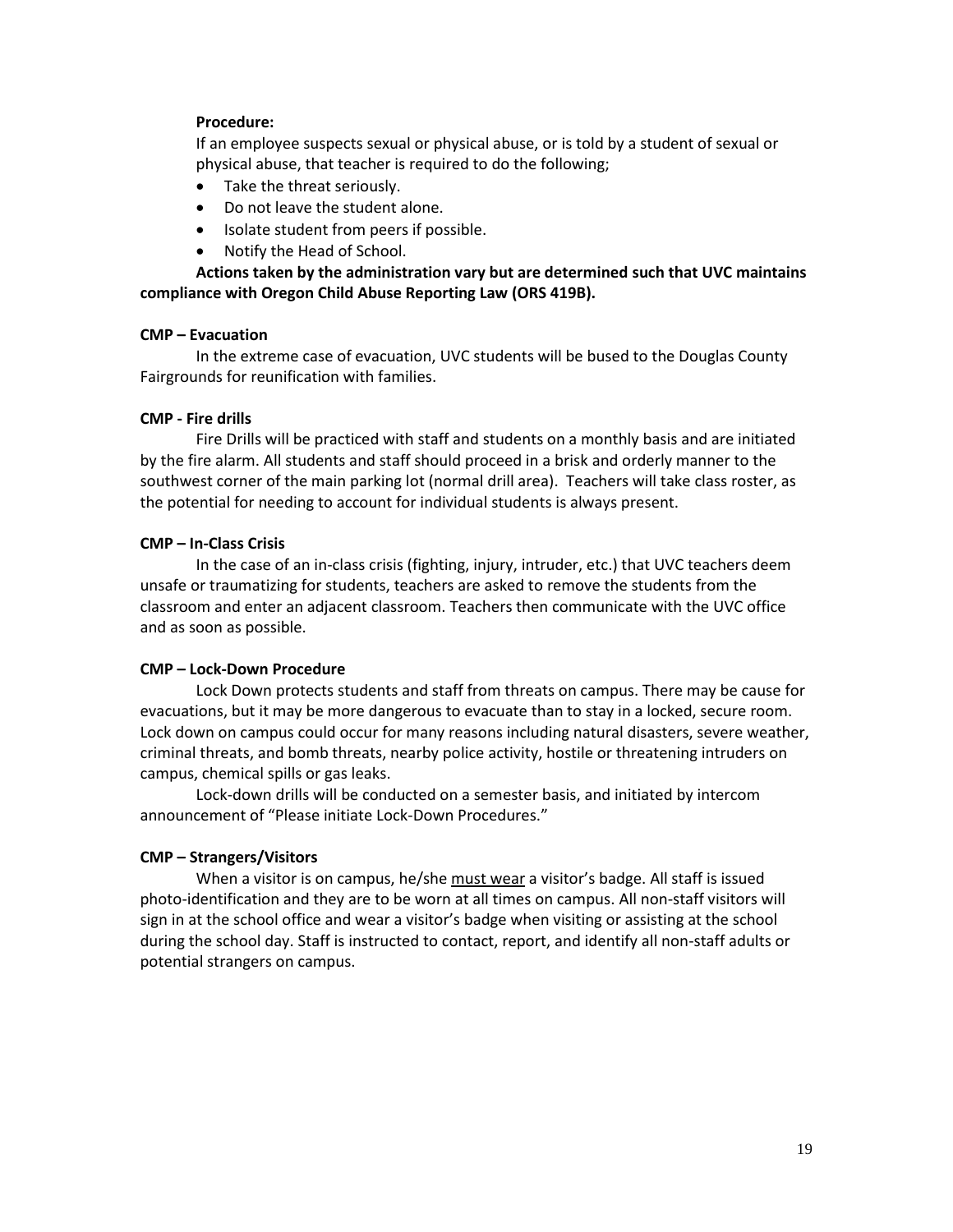**Procedure:**

If an employee suspects sexual or physical abuse, or is told by a student of sexual or physical abuse, that teacher is required to do the following;

- Take the threat seriously.
- Do not leave the student alone.
- Isolate student from peers if possible.
- Notify the Head of School.

**Actions taken by the administration vary but are determined such that UVC maintains compliance with Oregon Child Abuse Reporting Law (ORS 419B).**

**CMP – Evacuation**

In the extreme case of evacuation, UVC students will be bused to the Douglas County Fairgrounds for reunification with families.

**CMP - Fire drills**

Fire Drills will be practiced with staff and students on a monthly basis and are initiated by the fire alarm. All students and staff should proceed in a brisk and orderly manner to the southwest corner of the main parking lot (normal drill area). Teachers will take class roster, as the potential for needing to account for individual students is always present.

**CMP – In-Class Crisis**

In the case of an in-class crisis (fighting, injury, intruder, etc.) that UVC teachers deem unsafe or traumatizing for students, teachers are asked to remove the students from the classroom and enter an adjacent classroom. Teachers then communicate with the UVC office and as soon as possible.

**CMP – Lock-Down Procedure**

Lock Down protects students and staff from threats on campus. There may be cause for evacuations, but it may be more dangerous to evacuate than to stay in a locked, secure room. Lock down on campus could occur for many reasons including natural disasters, severe weather, criminal threats, and bomb threats, nearby police activity, hostile or threatening intruders on campus, chemical spills or gas leaks.

Lock-down drills will be conducted on a semester basis, and initiated by intercom announcement of "Please initiate Lock-Down Procedures."

**CMP – Strangers/Visitors**

When a visitor is on campus, he/she must wear a visitor's badge. All staff is issued photo-identification and they are to be worn at all times on campus. All non-staff visitors will sign in at the school office and wear a visitor's badge when visiting or assisting at the school during the school day. Staff is instructed to contact, report, and identify all non-staff adults or potential strangers on campus.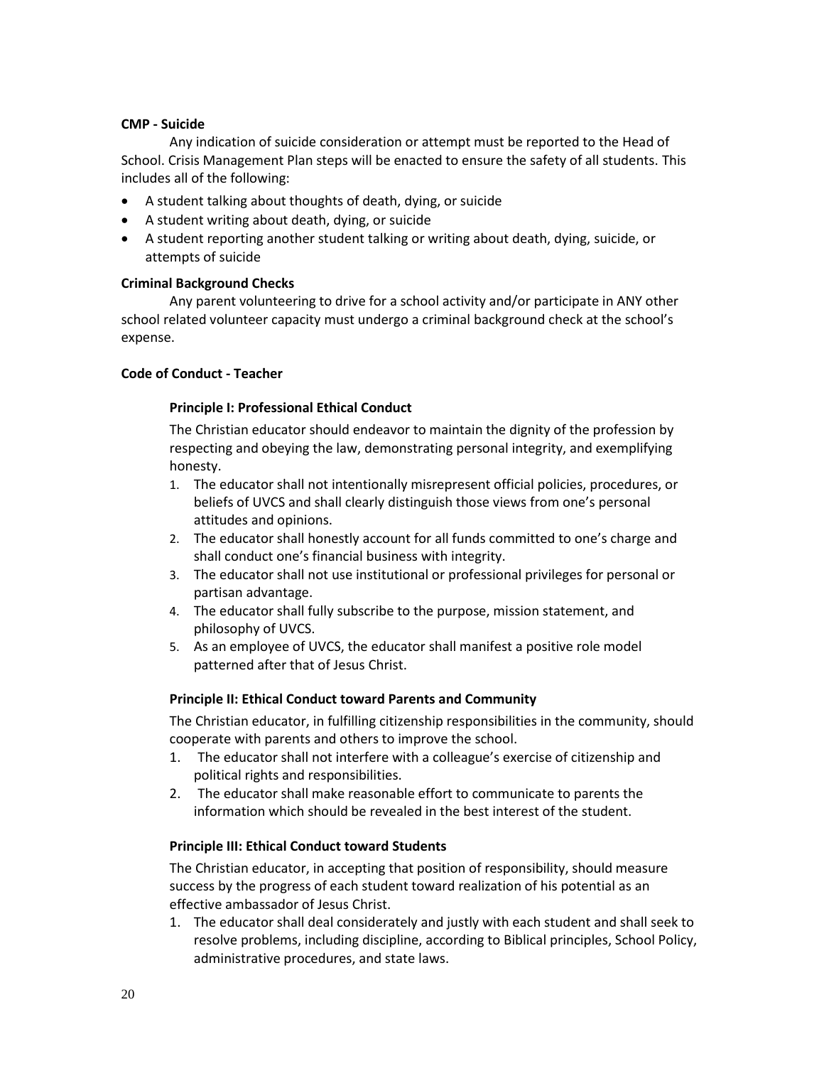**CMP - Suicide**

Any indication of suicide consideration or attempt must be reported to the Head of School. Crisis Management Plan steps will be enacted to ensure the safety of all students. This includes all of the following:

- A student talking about thoughts of death, dying, or suicide
- A student writing about death, dying, or suicide
- A student reporting another student talking or writing about death, dying, suicide, or attempts of suicide

**Criminal Background Checks**

Any parent volunteering to drive for a school activity and/or participate in ANY other school related volunteer capacity must undergo a criminal background check at the school's expense.

**Code of Conduct - Teacher**

**Principle I: Professional Ethical Conduct**

The Christian educator should endeavor to maintain the dignity of the profession by respecting and obeying the law, demonstrating personal integrity, and exemplifying honesty.

1. The educator shall not intentionally misrepresent official policies, procedures, or beliefs of UVCS and shall clearly distinguish those views from one's personal attitudes and opinions.
2. The educator shall honestly account for all funds committed to one's charge and shall conduct one's financial business with integrity.
3. The educator shall not use institutional or professional privileges for personal or partisan advantage.
4. The educator shall fully subscribe to the purpose, mission statement, and philosophy of UVCS.
5. As an employee of UVCS, the educator shall manifest a positive role model patterned after that of Jesus Christ.

**Principle II: Ethical Conduct toward Parents and Community**

The Christian educator, in fulfilling citizenship responsibilities in the community, should cooperate with parents and others to improve the school.

1. The educator shall not interfere with a colleague's exercise of citizenship and political rights and responsibilities.
2. The educator shall make reasonable effort to communicate to parents the information which should be revealed in the best interest of the student.

**Principle III: Ethical Conduct toward Students**

The Christian educator, in accepting that position of responsibility, should measure success by the progress of each student toward realization of his potential as an effective ambassador of Jesus Christ.

1. The educator shall deal considerately and justly with each student and shall seek to resolve problems, including discipline, according to Biblical principles, School Policy, administrative procedures, and state laws.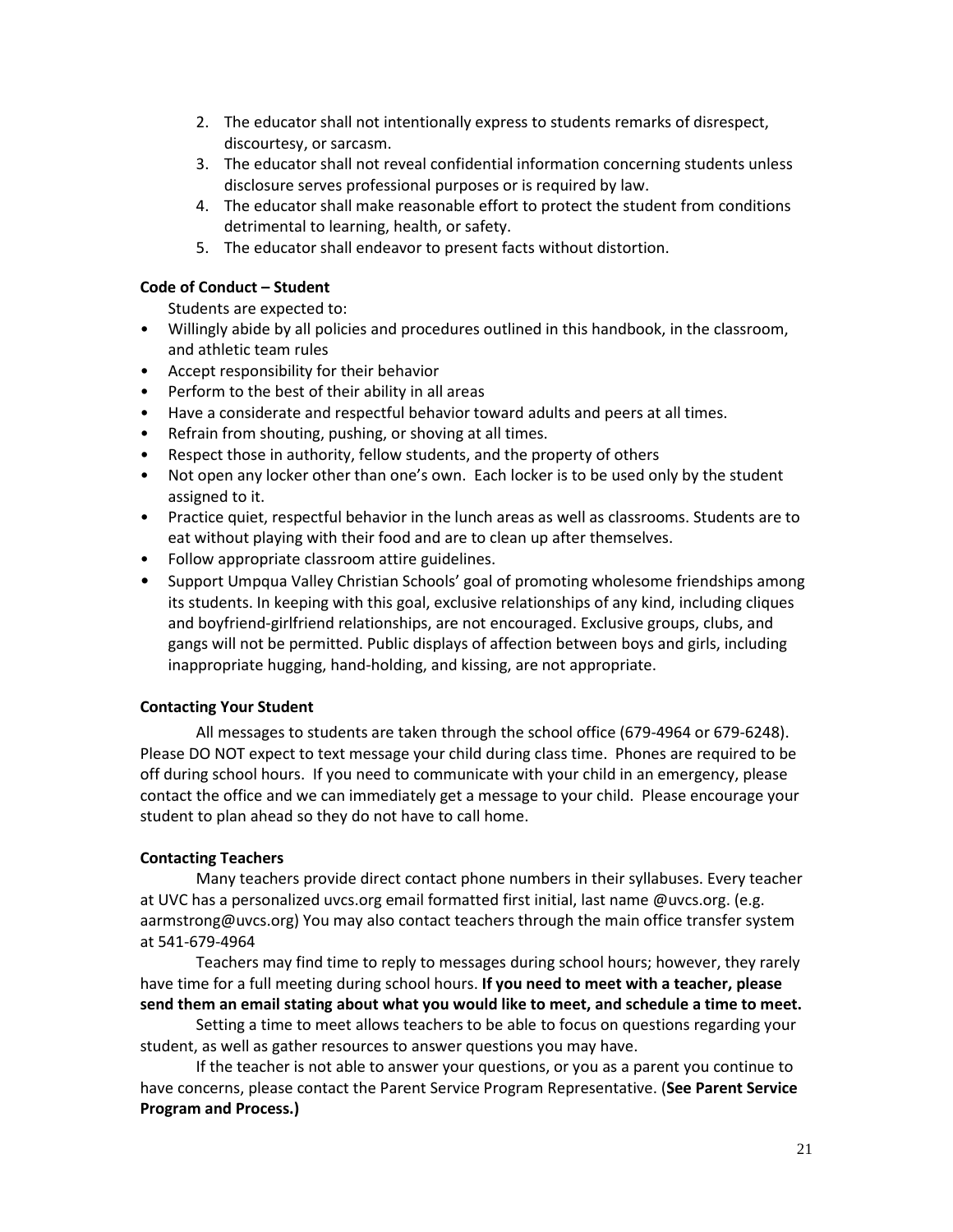2. The educator shall not intentionally express to students remarks of disrespect, discourtesy, or sarcasm.
3. The educator shall not reveal confidential information concerning students unless disclosure serves professional purposes or is required by law.
4. The educator shall make reasonable effort to protect the student from conditions detrimental to learning, health, or safety.
5. The educator shall endeavor to present facts without distortion.

**Code of Conduct – Student**

Students are expected to:

- Willingly abide by all policies and procedures outlined in this handbook, in the classroom, and athletic team rules
- Accept responsibility for their behavior
- Perform to the best of their ability in all areas
- Have a considerate and respectful behavior toward adults and peers at all times.
- Refrain from shouting, pushing, or shoving at all times.
- Respect those in authority, fellow students, and the property of others
- Not open any locker other than one's own. Each locker is to be used only by the student assigned to it.
- Practice quiet, respectful behavior in the lunch areas as well as classrooms. Students are to eat without playing with their food and are to clean up after themselves.
- Follow appropriate classroom attire guidelines.
- Support Umpqua Valley Christian Schools' goal of promoting wholesome friendships among its students. In keeping with this goal, exclusive relationships of any kind, including cliques and boyfriend-girlfriend relationships, are not encouraged. Exclusive groups, clubs, and gangs will not be permitted. Public displays of affection between boys and girls, including inappropriate hugging, hand-holding, and kissing, are not appropriate.

**Contacting Your Student**

All messages to students are taken through the school office (679-4964 or 679-6248). Please DO NOT expect to text message your child during class time. Phones are required to be off during school hours. If you need to communicate with your child in an emergency, please contact the office and we can immediately get a message to your child. Please encourage your student to plan ahead so they do not have to call home.

**Contacting Teachers**

Many teachers provide direct contact phone numbers in their syllabuses. Every teacher at UVC has a personalized uvcs.org email formatted first initial, last name @uvcs.org. (e.g. aarmstrong@uvcs.org) You may also contact teachers through the main office transfer system at 541-679-4964

Teachers may find time to reply to messages during school hours; however, they rarely have time for a full meeting during school hours. **If you need to meet with a teacher, please send them an email stating about what you would like to meet, and schedule a time to meet.**

Setting a time to meet allows teachers to be able to focus on questions regarding your student, as well as gather resources to answer questions you may have.

If the teacher is not able to answer your questions, or you as a parent you continue to have concerns, please contact the Parent Service Program Representative. (**See Parent Service Program and Process.)**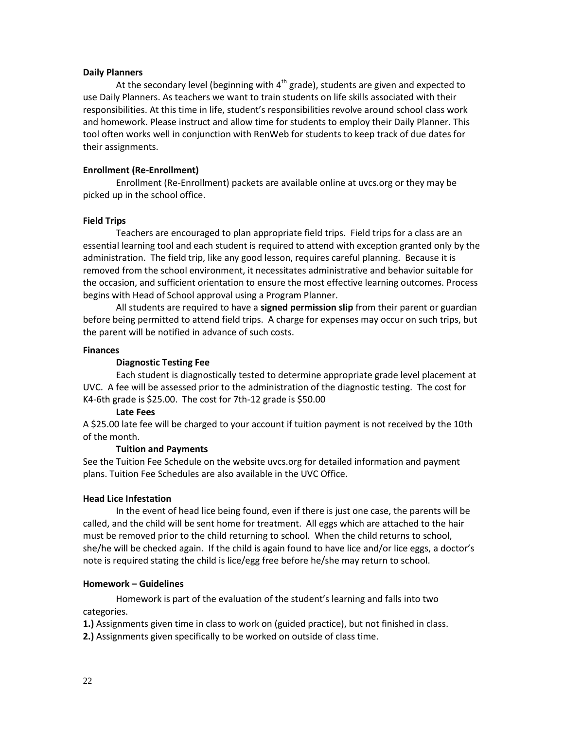### Daily Planners

At the secondary level (beginning with 4th grade), students are given and expected to use Daily Planners. As teachers we want to train students on life skills associated with their responsibilities. At this time in life, student's responsibilities revolve around school class work and homework. Please instruct and allow time for students to employ their Daily Planner. This tool often works well in conjunction with RenWeb for students to keep track of due dates for their assignments.

### Enrollment (Re-Enrollment)

Enrollment (Re-Enrollment) packets are available online at uvcs.org or they may be picked up in the school office.

### Field Trips

Teachers are encouraged to plan appropriate field trips. Field trips for a class are an essential learning tool and each student is required to attend with exception granted only by the administration. The field trip, like any good lesson, requires careful planning. Because it is removed from the school environment, it necessitates administrative and behavior suitable for the occasion, and sufficient orientation to ensure the most effective learning outcomes. Process begins with Head of School approval using a Program Planner.

All students are required to have a **signed permission slip** from their parent or guardian before being permitted to attend field trips. A charge for expenses may occur on such trips, but the parent will be notified in advance of such costs.

### Finances

#### Diagnostic Testing Fee

Each student is diagnostically tested to determine appropriate grade level placement at UVC. A fee will be assessed prior to the administration of the diagnostic testing. The cost for K4-6th grade is $25.00. The cost for 7th-12 grade is $50.00

#### Late Fees

A $25.00 late fee will be charged to your account if tuition payment is not received by the 10th of the month.

#### Tuition and Payments

See the Tuition Fee Schedule on the website uvcs.org for detailed information and payment plans. Tuition Fee Schedules are also available in the UVC Office.

### Head Lice Infestation

In the event of head lice being found, even if there is just one case, the parents will be called, and the child will be sent home for treatment. All eggs which are attached to the hair must be removed prior to the child returning to school. When the child returns to school, she/he will be checked again. If the child is again found to have lice and/or lice eggs, a doctor's note is required stating the child is lice/egg free before he/she may return to school.

### Homework – Guidelines

Homework is part of the evaluation of the student's learning and falls into two categories.

**1.)** Assignments given time in class to work on (guided practice), but not finished in class.

**2.)** Assignments given specifically to be worked on outside of class time.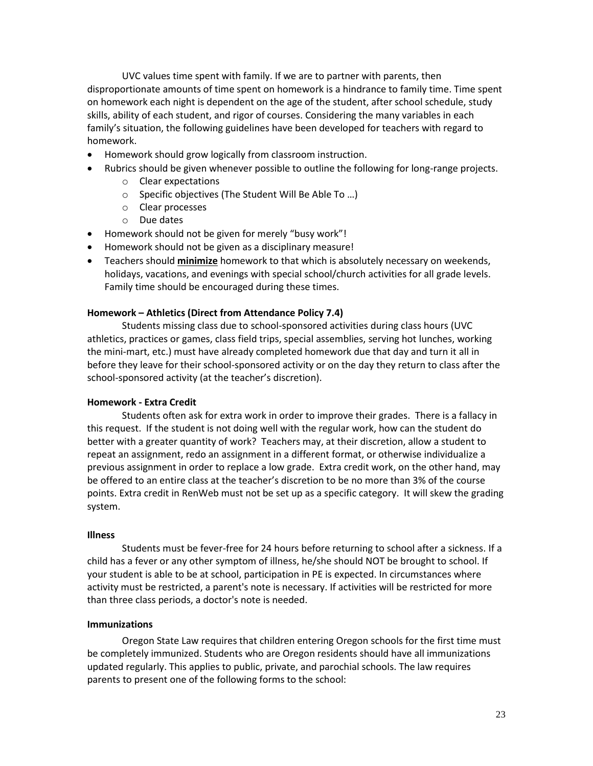UVC values time spent with family. If we are to partner with parents, then disproportionate amounts of time spent on homework is a hindrance to family time. Time spent on homework each night is dependent on the age of the student, after school schedule, study skills, ability of each student, and rigor of courses. Considering the many variables in each family's situation, the following guidelines have been developed for teachers with regard to homework.

- Homework should grow logically from classroom instruction.
- Rubrics should be given whenever possible to outline the following for long-range projects.
    - Clear expectations
    - Specific objectives (The Student Will Be Able To …)
    - Clear processes
    - Due dates
- Homework should not be given for merely "busy work"!
- Homework should not be given as a disciplinary measure!
- Teachers should **minimize** homework to that which is absolutely necessary on weekends, holidays, vacations, and evenings with special school/church activities for all grade levels. Family time should be encouraged during these times.

**Homework – Athletics (Direct from Attendance Policy 7.4)**

Students missing class due to school-sponsored activities during class hours (UVC athletics, practices or games, class field trips, special assemblies, serving hot lunches, working the mini-mart, etc.) must have already completed homework due that day and turn it all in before they leave for their school-sponsored activity or on the day they return to class after the school-sponsored activity (at the teacher's discretion).

**Homework - Extra Credit**

Students often ask for extra work in order to improve their grades. There is a fallacy in this request. If the student is not doing well with the regular work, how can the student do better with a greater quantity of work? Teachers may, at their discretion, allow a student to repeat an assignment, redo an assignment in a different format, or otherwise individualize a previous assignment in order to replace a low grade. Extra credit work, on the other hand, may be offered to an entire class at the teacher's discretion to be no more than 3% of the course points. Extra credit in RenWeb must not be set up as a specific category. It will skew the grading system.

**Illness**

Students must be fever-free for 24 hours before returning to school after a sickness. If a child has a fever or any other symptom of illness, he/she should NOT be brought to school. If your student is able to be at school, participation in PE is expected. In circumstances where activity must be restricted, a parent's note is necessary. If activities will be restricted for more than three class periods, a doctor's note is needed.

**Immunizations**

Oregon State Law requires that children entering Oregon schools for the first time must be completely immunized. Students who are Oregon residents should have all immunizations updated regularly. This applies to public, private, and parochial schools. The law requires parents to present one of the following forms to the school: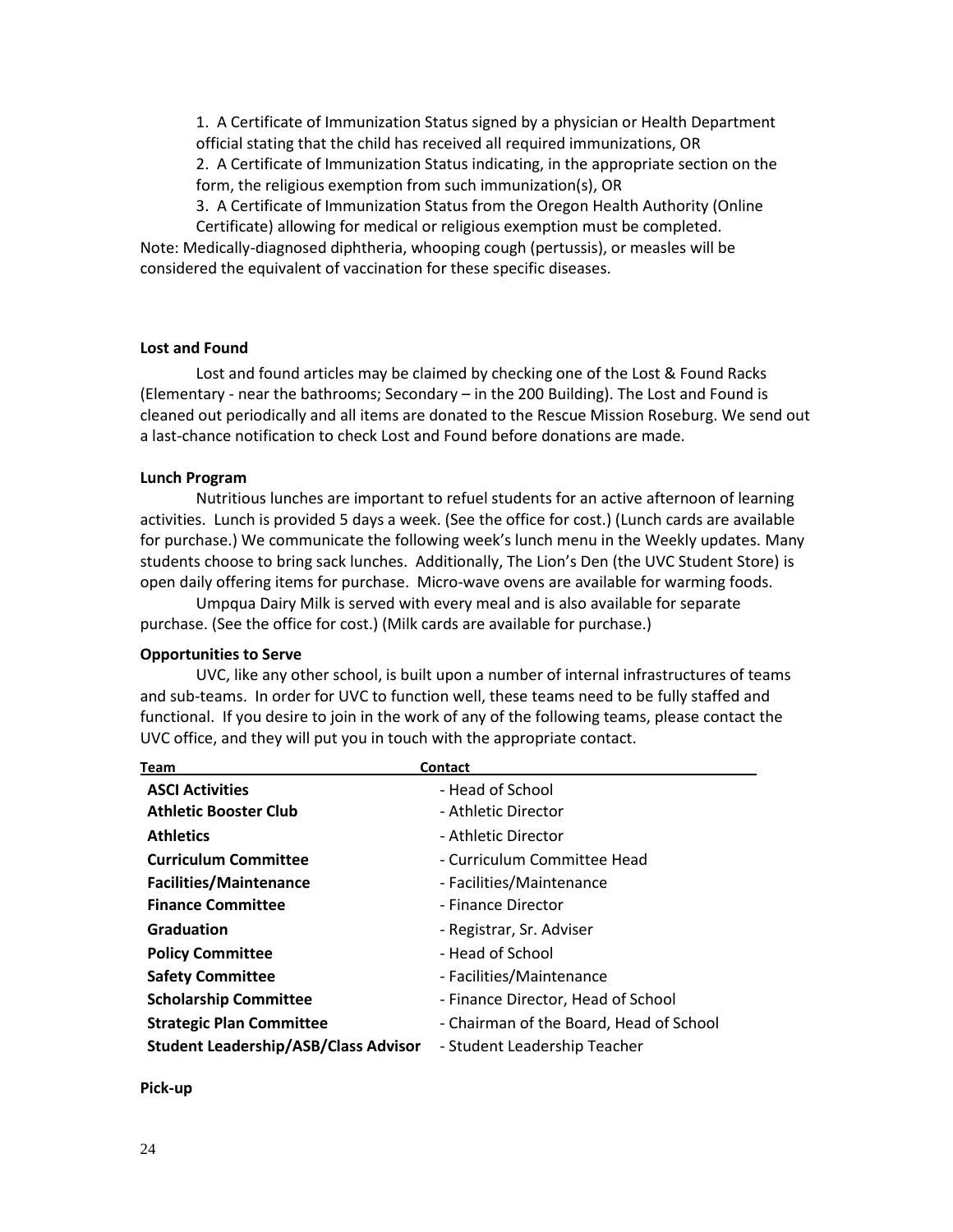1. A Certificate of Immunization Status signed by a physician or Health Department official stating that the child has received all required immunizations, OR
2. A Certificate of Immunization Status indicating, in the appropriate section on the form, the religious exemption from such immunization(s), OR
3. A Certificate of Immunization Status from the Oregon Health Authority (Online Certificate) allowing for medical or religious exemption must be completed.

Note: Medically-diagnosed diphtheria, whooping cough (pertussis), or measles will be considered the equivalent of vaccination for these specific diseases.

**Lost and Found**

Lost and found articles may be claimed by checking one of the Lost & Found Racks (Elementary - near the bathrooms; Secondary – in the 200 Building). The Lost and Found is cleaned out periodically and all items are donated to the Rescue Mission Roseburg. We send out a last-chance notification to check Lost and Found before donations are made.

**Lunch Program**

Nutritious lunches are important to refuel students for an active afternoon of learning activities. Lunch is provided 5 days a week. (See the office for cost.) (Lunch cards are available for purchase.) We communicate the following week's lunch menu in the Weekly updates. Many students choose to bring sack lunches. Additionally, The Lion's Den (the UVC Student Store) is open daily offering items for purchase. Micro-wave ovens are available for warming foods.

Umpqua Dairy Milk is served with every meal and is also available for separate purchase. (See the office for cost.) (Milk cards are available for purchase.)

**Opportunities to Serve**

UVC, like any other school, is built upon a number of internal infrastructures of teams and sub-teams. In order for UVC to function well, these teams need to be fully staffed and functional. If you desire to join in the work of any of the following teams, please contact the UVC office, and they will put you in touch with the appropriate contact.

| Team | Contact |
|---|---|
| **ASCI Activities** | - Head of School |
| **Athletic Booster Club** | - Athletic Director |
| **Athletics** | - Athletic Director |
| **Curriculum Committee** | - Curriculum Committee Head |
| **Facilities/Maintenance** | - Facilities/Maintenance |
| **Finance Committee** | - Finance Director |
| **Graduation** | - Registrar, Sr. Adviser |
| **Policy Committee** | - Head of School |
| **Safety Committee** | - Facilities/Maintenance |
| **Scholarship Committee** | - Finance Director, Head of School |
| **Strategic Plan Committee** | - Chairman of the Board, Head of School |
| **Student Leadership/ASB/Class Advisor** | - Student Leadership Teacher |

**Pick-up**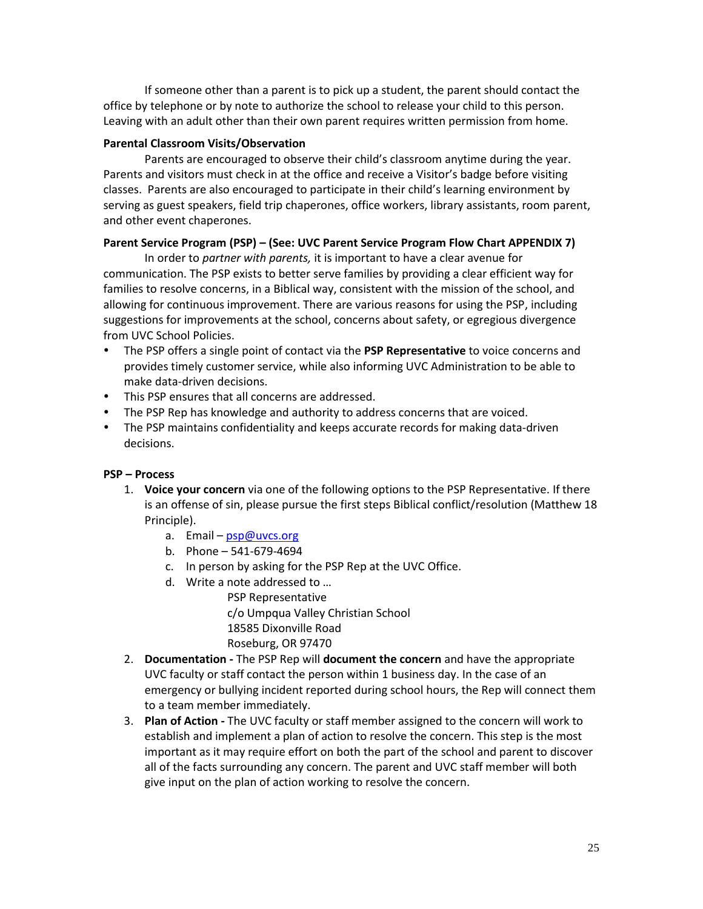If someone other than a parent is to pick up a student, the parent should contact the office by telephone or by note to authorize the school to release your child to this person. Leaving with an adult other than their own parent requires written permission from home.

**Parental Classroom Visits/Observation**

Parents are encouraged to observe their child's classroom anytime during the year. Parents and visitors must check in at the office and receive a Visitor's badge before visiting classes. Parents are also encouraged to participate in their child's learning environment by serving as guest speakers, field trip chaperones, office workers, library assistants, room parent, and other event chaperones.

**Parent Service Program (PSP) – (See: UVC Parent Service Program Flow Chart APPENDIX 7)**

In order to *partner with parents,* it is important to have a clear avenue for communication. The PSP exists to better serve families by providing a clear efficient way for families to resolve concerns, in a Biblical way, consistent with the mission of the school, and allowing for continuous improvement. There are various reasons for using the PSP, including suggestions for improvements at the school, concerns about safety, or egregious divergence from UVC School Policies.

- The PSP offers a single point of contact via the **PSP Representative** to voice concerns and provides timely customer service, while also informing UVC Administration to be able to make data-driven decisions.
- This PSP ensures that all concerns are addressed.
- The PSP Rep has knowledge and authority to address concerns that are voiced.
- The PSP maintains confidentiality and keeps accurate records for making data-driven decisions.

**PSP – Process**

1. **Voice your concern** via one of the following options to the PSP Representative. If there is an offense of sin, please pursue the first steps Biblical conflict/resolution (Matthew 18 Principle).
    a. Email – psp@uvcs.org
    b. Phone – 541-679-4694
    c. In person by asking for the PSP Rep at the UVC Office.
    d. Write a note addressed to …
        PSP Representative
        c/o Umpqua Valley Christian School
        18585 Dixonville Road
        Roseburg, OR 97470
2. **Documentation -** The PSP Rep will **document the concern** and have the appropriate UVC faculty or staff contact the person within 1 business day. In the case of an emergency or bullying incident reported during school hours, the Rep will connect them to a team member immediately.
3. **Plan of Action -** The UVC faculty or staff member assigned to the concern will work to establish and implement a plan of action to resolve the concern. This step is the most important as it may require effort on both the part of the school and parent to discover all of the facts surrounding any concern. The parent and UVC staff member will both give input on the plan of action working to resolve the concern.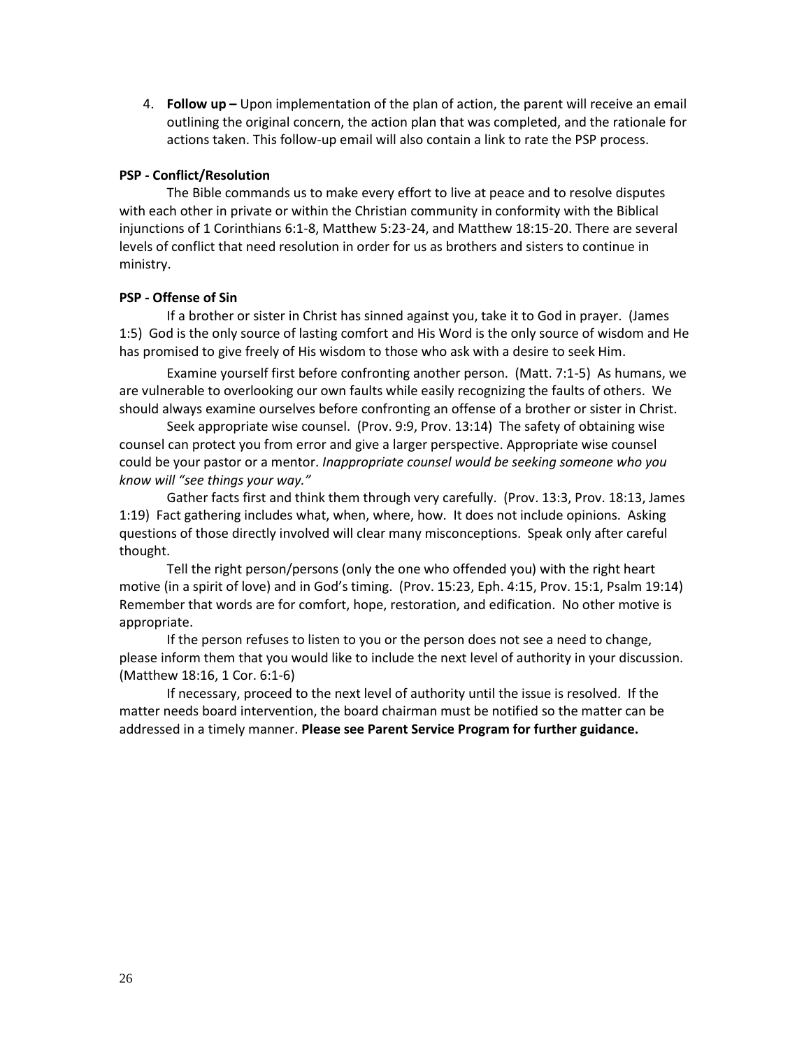4. **Follow up –** Upon implementation of the plan of action, the parent will receive an email outlining the original concern, the action plan that was completed, and the rationale for actions taken. This follow-up email will also contain a link to rate the PSP process.

**PSP - Conflict/Resolution**

The Bible commands us to make every effort to live at peace and to resolve disputes with each other in private or within the Christian community in conformity with the Biblical injunctions of 1 Corinthians 6:1-8, Matthew 5:23-24, and Matthew 18:15-20. There are several levels of conflict that need resolution in order for us as brothers and sisters to continue in ministry.

**PSP - Offense of Sin**

If a brother or sister in Christ has sinned against you, take it to God in prayer. (James 1:5) God is the only source of lasting comfort and His Word is the only source of wisdom and He has promised to give freely of His wisdom to those who ask with a desire to seek Him.

Examine yourself first before confronting another person. (Matt. 7:1-5) As humans, we are vulnerable to overlooking our own faults while easily recognizing the faults of others. We should always examine ourselves before confronting an offense of a brother or sister in Christ.

Seek appropriate wise counsel. (Prov. 9:9, Prov. 13:14) The safety of obtaining wise counsel can protect you from error and give a larger perspective. Appropriate wise counsel could be your pastor or a mentor. *Inappropriate counsel would be seeking someone who you know will "see things your way."*

Gather facts first and think them through very carefully. (Prov. 13:3, Prov. 18:13, James 1:19) Fact gathering includes what, when, where, how. It does not include opinions. Asking questions of those directly involved will clear many misconceptions. Speak only after careful thought.

Tell the right person/persons (only the one who offended you) with the right heart motive (in a spirit of love) and in God's timing. (Prov. 15:23, Eph. 4:15, Prov. 15:1, Psalm 19:14) Remember that words are for comfort, hope, restoration, and edification. No other motive is appropriate.

If the person refuses to listen to you or the person does not see a need to change, please inform them that you would like to include the next level of authority in your discussion. (Matthew 18:16, 1 Cor. 6:1-6)

If necessary, proceed to the next level of authority until the issue is resolved. If the matter needs board intervention, the board chairman must be notified so the matter can be addressed in a timely manner. **Please see Parent Service Program for further guidance.**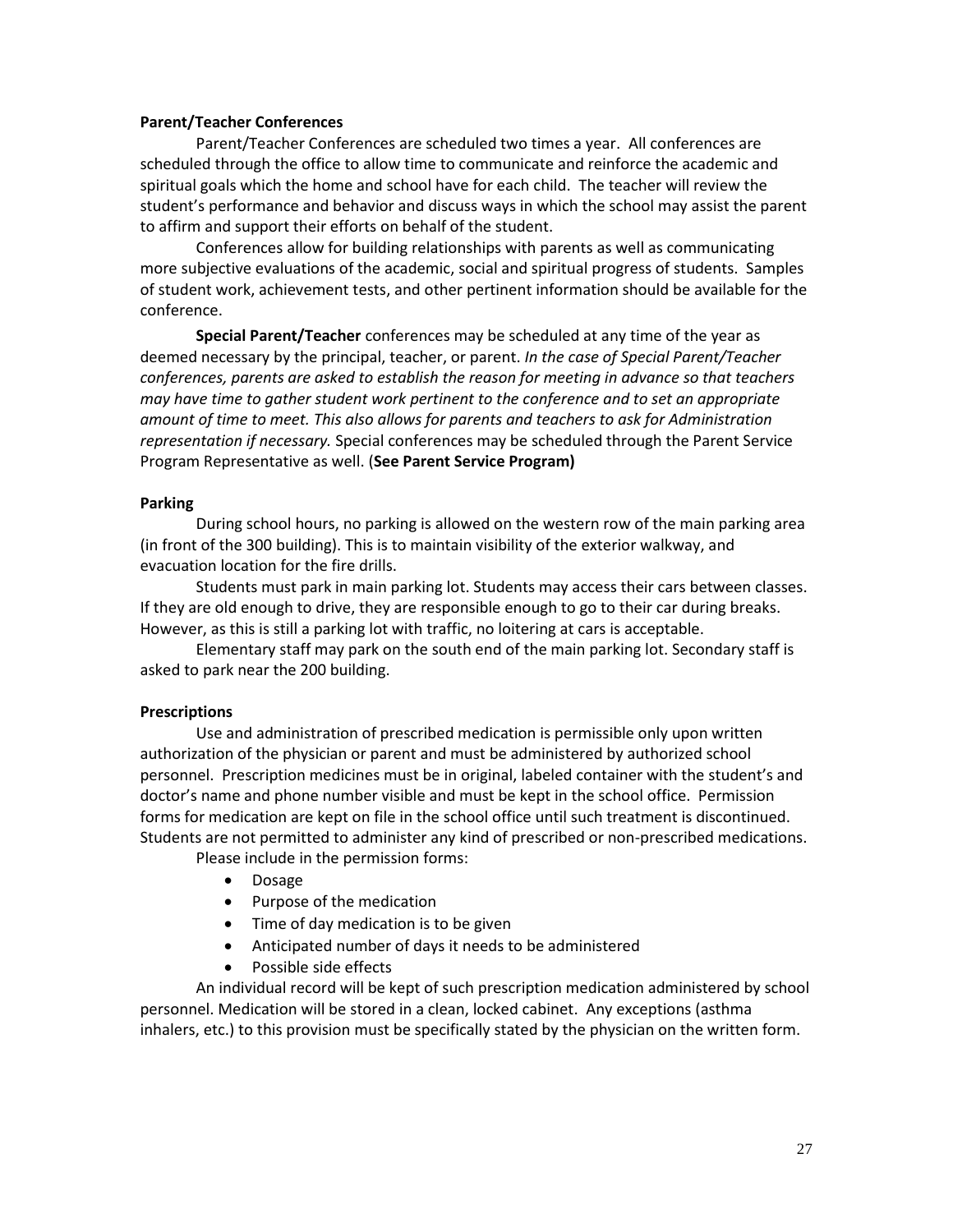**Parent/Teacher Conferences**

Parent/Teacher Conferences are scheduled two times a year. All conferences are scheduled through the office to allow time to communicate and reinforce the academic and spiritual goals which the home and school have for each child. The teacher will review the student's performance and behavior and discuss ways in which the school may assist the parent to affirm and support their efforts on behalf of the student.

Conferences allow for building relationships with parents as well as communicating more subjective evaluations of the academic, social and spiritual progress of students. Samples of student work, achievement tests, and other pertinent information should be available for the conference.

**Special Parent/Teacher** conferences may be scheduled at any time of the year as deemed necessary by the principal, teacher, or parent. *In the case of Special Parent/Teacher conferences, parents are asked to establish the reason for meeting in advance so that teachers may have time to gather student work pertinent to the conference and to set an appropriate amount of time to meet. This also allows for parents and teachers to ask for Administration representation if necessary.* Special conferences may be scheduled through the Parent Service Program Representative as well. (**See Parent Service Program)**

**Parking**

During school hours, no parking is allowed on the western row of the main parking area (in front of the 300 building). This is to maintain visibility of the exterior walkway, and evacuation location for the fire drills.

Students must park in main parking lot. Students may access their cars between classes. If they are old enough to drive, they are responsible enough to go to their car during breaks. However, as this is still a parking lot with traffic, no loitering at cars is acceptable.

Elementary staff may park on the south end of the main parking lot. Secondary staff is asked to park near the 200 building.

**Prescriptions**

Use and administration of prescribed medication is permissible only upon written authorization of the physician or parent and must be administered by authorized school personnel. Prescription medicines must be in original, labeled container with the student's and doctor's name and phone number visible and must be kept in the school office. Permission forms for medication are kept on file in the school office until such treatment is discontinued. Students are not permitted to administer any kind of prescribed or non-prescribed medications.

Please include in the permission forms:

- Dosage
- Purpose of the medication
- Time of day medication is to be given
- Anticipated number of days it needs to be administered
- Possible side effects

An individual record will be kept of such prescription medication administered by school personnel. Medication will be stored in a clean, locked cabinet. Any exceptions (asthma inhalers, etc.) to this provision must be specifically stated by the physician on the written form.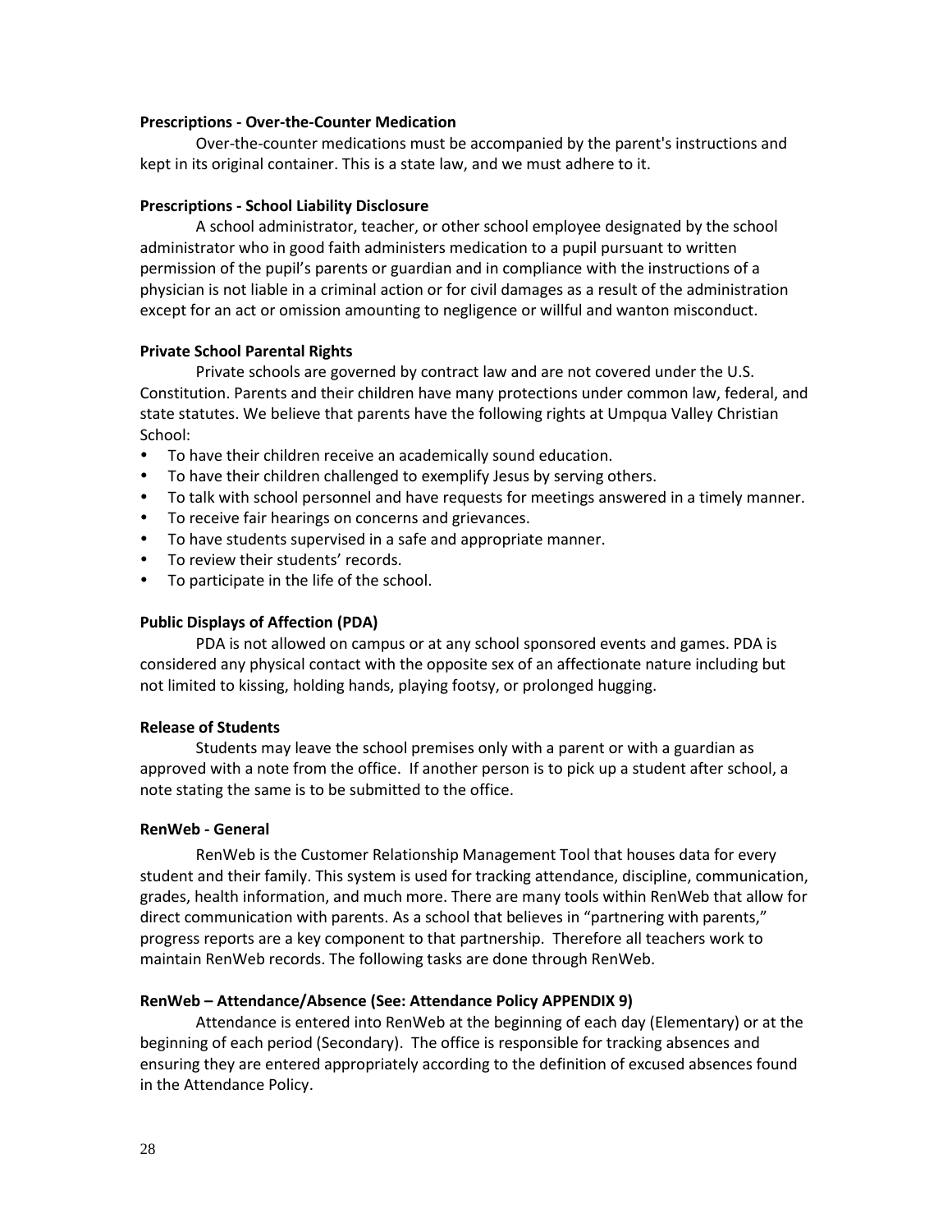**Prescriptions - Over-the-Counter Medication**

Over-the-counter medications must be accompanied by the parent's instructions and kept in its original container. This is a state law, and we must adhere to it.

**Prescriptions - School Liability Disclosure**

A school administrator, teacher, or other school employee designated by the school administrator who in good faith administers medication to a pupil pursuant to written permission of the pupil's parents or guardian and in compliance with the instructions of a physician is not liable in a criminal action or for civil damages as a result of the administration except for an act or omission amounting to negligence or willful and wanton misconduct.

**Private School Parental Rights**

Private schools are governed by contract law and are not covered under the U.S. Constitution. Parents and their children have many protections under common law, federal, and state statutes. We believe that parents have the following rights at Umpqua Valley Christian School:

- To have their children receive an academically sound education.
- To have their children challenged to exemplify Jesus by serving others.
- To talk with school personnel and have requests for meetings answered in a timely manner.
- To receive fair hearings on concerns and grievances.
- To have students supervised in a safe and appropriate manner.
- To review their students' records.
- To participate in the life of the school.

**Public Displays of Affection (PDA)**

PDA is not allowed on campus or at any school sponsored events and games. PDA is considered any physical contact with the opposite sex of an affectionate nature including but not limited to kissing, holding hands, playing footsy, or prolonged hugging.

**Release of Students**

Students may leave the school premises only with a parent or with a guardian as approved with a note from the office. If another person is to pick up a student after school, a note stating the same is to be submitted to the office.

**RenWeb - General**

RenWeb is the Customer Relationship Management Tool that houses data for every student and their family. This system is used for tracking attendance, discipline, communication, grades, health information, and much more. There are many tools within RenWeb that allow for direct communication with parents. As a school that believes in "partnering with parents," progress reports are a key component to that partnership. Therefore all teachers work to maintain RenWeb records. The following tasks are done through RenWeb.

**RenWeb – Attendance/Absence (See: Attendance Policy APPENDIX 9)**

Attendance is entered into RenWeb at the beginning of each day (Elementary) or at the beginning of each period (Secondary). The office is responsible for tracking absences and ensuring they are entered appropriately according to the definition of excused absences found in the Attendance Policy.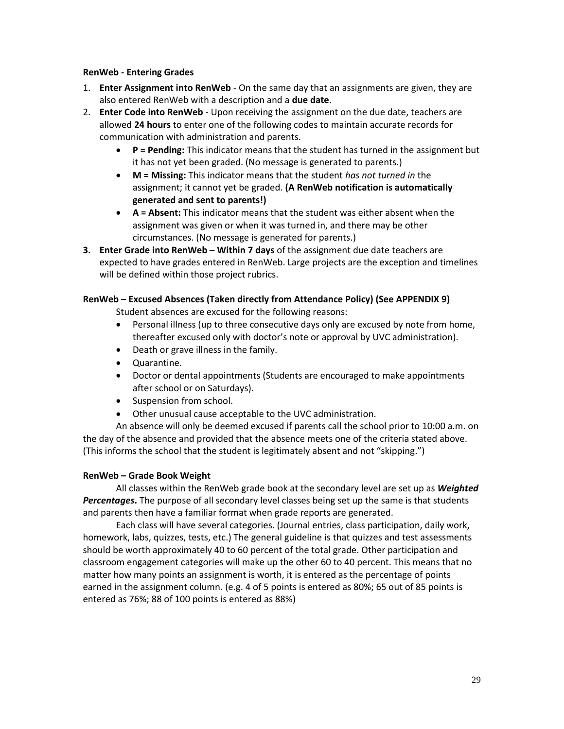**RenWeb - Entering Grades**

1. **Enter Assignment into RenWeb** - On the same day that an assignments are given, they are also entered RenWeb with a description and a **due date**.
2. **Enter Code into RenWeb** - Upon receiving the assignment on the due date, teachers are allowed **24 hours** to enter one of the following codes to maintain accurate records for communication with administration and parents.
   - **P = Pending:** This indicator means that the student has turned in the assignment but it has not yet been graded. (No message is generated to parents.)
   - **M = Missing:** This indicator means that the student *has not turned in* the assignment; it cannot yet be graded. **(A RenWeb notification is automatically generated and sent to parents!)**
   - **A = Absent:** This indicator means that the student was either absent when the assignment was given or when it was turned in, and there may be other circumstances. (No message is generated for parents.)
3. **Enter Grade into RenWeb** – **Within 7 days** of the assignment due date teachers are expected to have grades entered in RenWeb. Large projects are the exception and timelines will be defined within those project rubrics.

**RenWeb – Excused Absences (Taken directly from Attendance Policy) (See APPENDIX 9)**

Student absences are excused for the following reasons:

- Personal illness (up to three consecutive days only are excused by note from home, thereafter excused only with doctor's note or approval by UVC administration).
- Death or grave illness in the family.
- Quarantine.
- Doctor or dental appointments (Students are encouraged to make appointments after school or on Saturdays).
- Suspension from school.
- Other unusual cause acceptable to the UVC administration.

An absence will only be deemed excused if parents call the school prior to 10:00 a.m. on the day of the absence and provided that the absence meets one of the criteria stated above. (This informs the school that the student is legitimately absent and not "skipping.")

**RenWeb – Grade Book Weight**

All classes within the RenWeb grade book at the secondary level are set up as ***Weighted Percentages.*** The purpose of all secondary level classes being set up the same is that students and parents then have a familiar format when grade reports are generated.

Each class will have several categories. (Journal entries, class participation, daily work, homework, labs, quizzes, tests, etc.) The general guideline is that quizzes and test assessments should be worth approximately 40 to 60 percent of the total grade. Other participation and classroom engagement categories will make up the other 60 to 40 percent. This means that no matter how many points an assignment is worth, it is entered as the percentage of points earned in the assignment column. (e.g. 4 of 5 points is entered as 80%; 65 out of 85 points is entered as 76%; 88 of 100 points is entered as 88%)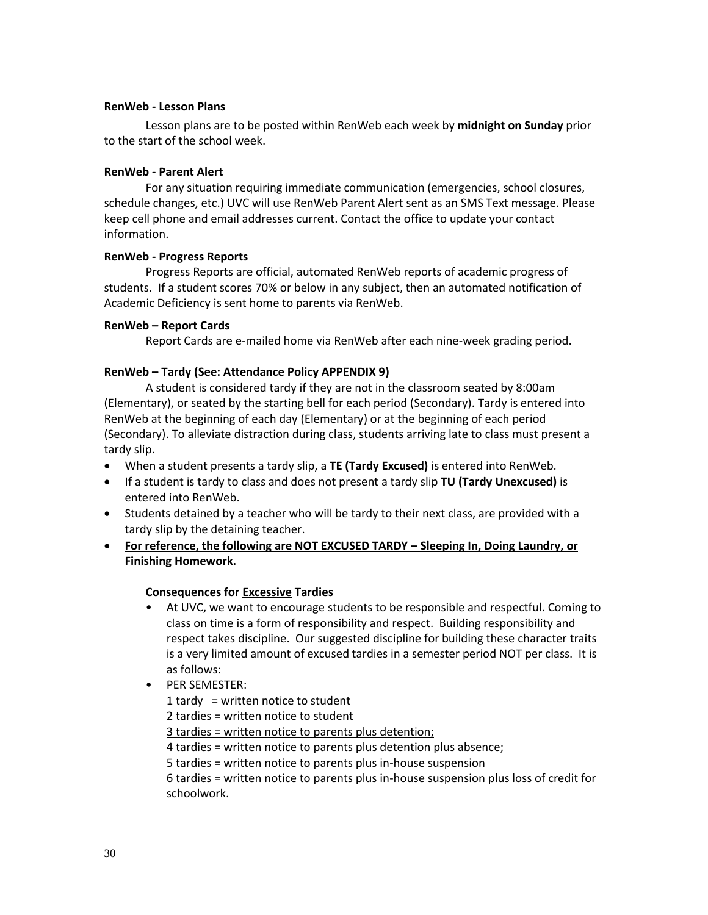**RenWeb - Lesson Plans**

Lesson plans are to be posted within RenWeb each week by **midnight on Sunday** prior to the start of the school week.

**RenWeb - Parent Alert**

For any situation requiring immediate communication (emergencies, school closures, schedule changes, etc.) UVC will use RenWeb Parent Alert sent as an SMS Text message. Please keep cell phone and email addresses current. Contact the office to update your contact information.

**RenWeb - Progress Reports**

Progress Reports are official, automated RenWeb reports of academic progress of students. If a student scores 70% or below in any subject, then an automated notification of Academic Deficiency is sent home to parents via RenWeb.

**RenWeb – Report Cards**

Report Cards are e-mailed home via RenWeb after each nine-week grading period.

**RenWeb – Tardy (See: Attendance Policy APPENDIX 9)**

A student is considered tardy if they are not in the classroom seated by 8:00am (Elementary), or seated by the starting bell for each period (Secondary). Tardy is entered into RenWeb at the beginning of each day (Elementary) or at the beginning of each period (Secondary). To alleviate distraction during class, students arriving late to class must present a tardy slip.

- When a student presents a tardy slip, a **TE (Tardy Excused)** is entered into RenWeb.
- If a student is tardy to class and does not present a tardy slip **TU (Tardy Unexcused)** is entered into RenWeb.
- Students detained by a teacher who will be tardy to their next class, are provided with a tardy slip by the detaining teacher.
- <u>**For reference, the following are NOT EXCUSED TARDY – Sleeping In, Doing Laundry, or Finishing Homework.**</u>

**Consequences for <u>Excessive</u> Tardies**

- At UVC, we want to encourage students to be responsible and respectful. Coming to class on time is a form of responsibility and respect. Building responsibility and respect takes discipline. Our suggested discipline for building these character traits is a very limited amount of excused tardies in a semester period NOT per class. It is as follows:
- PER SEMESTER:
  1 tardy = written notice to student
  2 tardies = written notice to student
  <u>3 tardies = written notice to parents plus detention;</u>
  4 tardies = written notice to parents plus detention plus absence;
  5 tardies = written notice to parents plus in-house suspension
  6 tardies = written notice to parents plus in-house suspension plus loss of credit for schoolwork.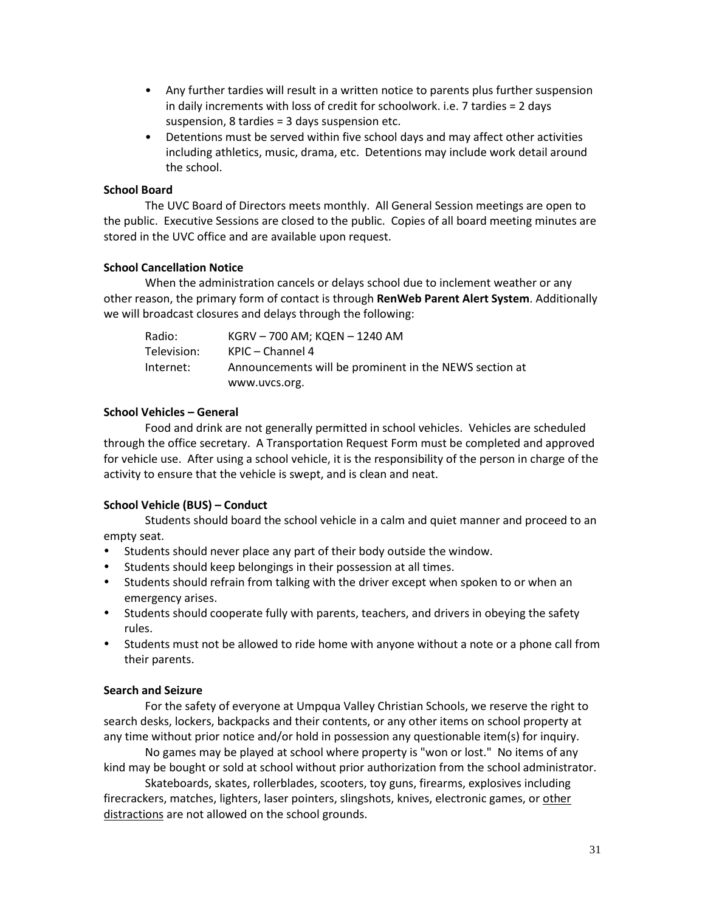- Any further tardies will result in a written notice to parents plus further suspension in daily increments with loss of credit for schoolwork. i.e. 7 tardies = 2 days suspension, 8 tardies = 3 days suspension etc.
- Detentions must be served within five school days and may affect other activities including athletics, music, drama, etc. Detentions may include work detail around the school.

**School Board**

The UVC Board of Directors meets monthly. All General Session meetings are open to the public. Executive Sessions are closed to the public. Copies of all board meeting minutes are stored in the UVC office and are available upon request.

**School Cancellation Notice**

When the administration cancels or delays school due to inclement weather or any other reason, the primary form of contact is through **RenWeb Parent Alert System**. Additionally we will broadcast closures and delays through the following:

| | |
|---|---|
| Radio: | KGRV – 700 AM; KQEN – 1240 AM |
| Television: | KPIC – Channel 4 |
| Internet: | Announcements will be prominent in the NEWS section at www.uvcs.org. |

**School Vehicles – General**

Food and drink are not generally permitted in school vehicles. Vehicles are scheduled through the office secretary. A Transportation Request Form must be completed and approved for vehicle use. After using a school vehicle, it is the responsibility of the person in charge of the activity to ensure that the vehicle is swept, and is clean and neat.

**School Vehicle (BUS) – Conduct**

Students should board the school vehicle in a calm and quiet manner and proceed to an empty seat.

- Students should never place any part of their body outside the window.
- Students should keep belongings in their possession at all times.
- Students should refrain from talking with the driver except when spoken to or when an emergency arises.
- Students should cooperate fully with parents, teachers, and drivers in obeying the safety rules.
- Students must not be allowed to ride home with anyone without a note or a phone call from their parents.

**Search and Seizure**

For the safety of everyone at Umpqua Valley Christian Schools, we reserve the right to search desks, lockers, backpacks and their contents, or any other items on school property at any time without prior notice and/or hold in possession any questionable item(s) for inquiry.

No games may be played at school where property is "won or lost." No items of any kind may be bought or sold at school without prior authorization from the school administrator.

Skateboards, skates, rollerblades, scooters, toy guns, firearms, explosives including firecrackers, matches, lighters, laser pointers, slingshots, knives, electronic games, or <u>other distractions</u> are not allowed on the school grounds.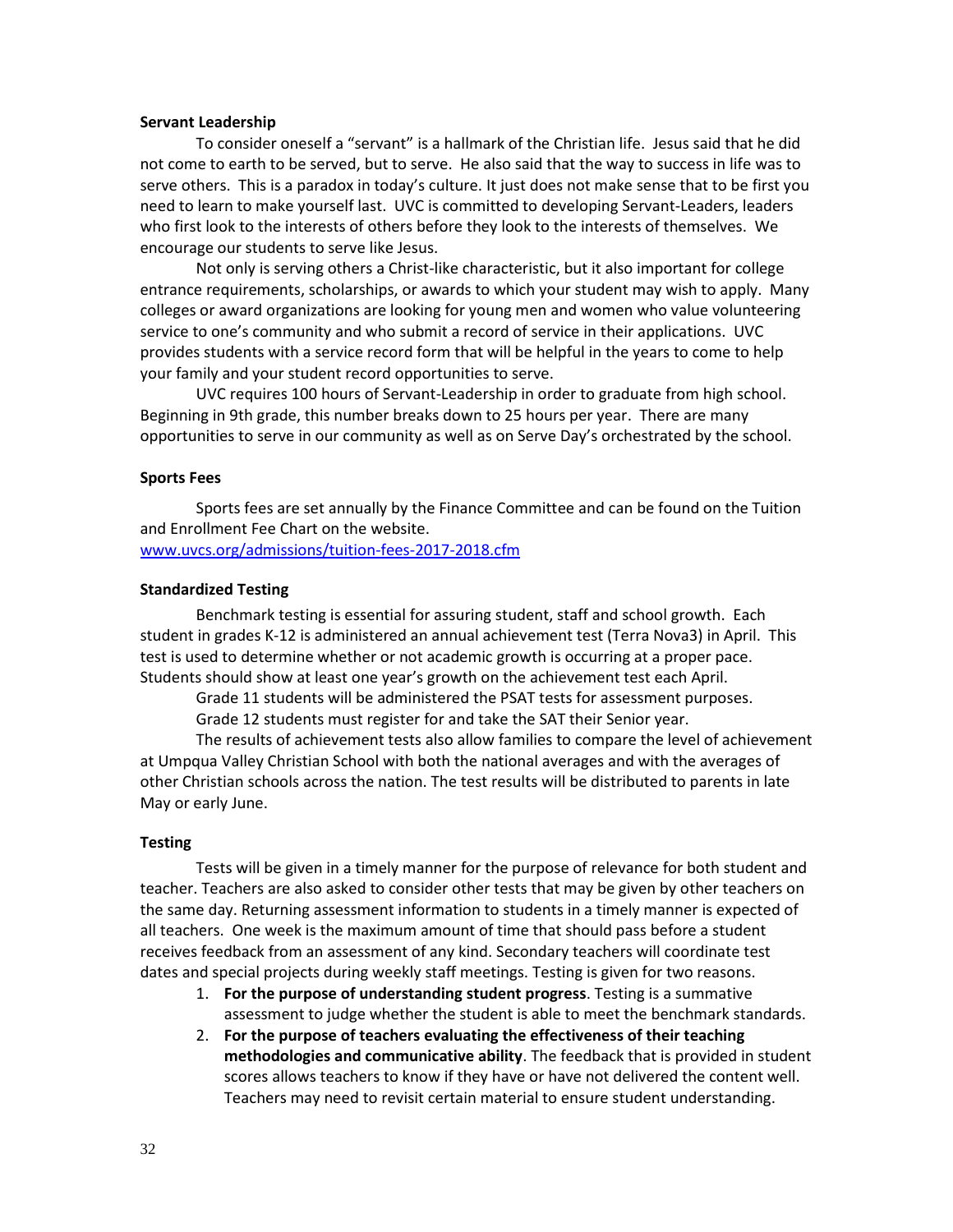**Servant Leadership**

To consider oneself a "servant" is a hallmark of the Christian life. Jesus said that he did not come to earth to be served, but to serve. He also said that the way to success in life was to serve others. This is a paradox in today's culture. It just does not make sense that to be first you need to learn to make yourself last. UVC is committed to developing Servant-Leaders, leaders who first look to the interests of others before they look to the interests of themselves. We encourage our students to serve like Jesus.

Not only is serving others a Christ-like characteristic, but it also important for college entrance requirements, scholarships, or awards to which your student may wish to apply. Many colleges or award organizations are looking for young men and women who value volunteering service to one's community and who submit a record of service in their applications. UVC provides students with a service record form that will be helpful in the years to come to help your family and your student record opportunities to serve.

UVC requires 100 hours of Servant-Leadership in order to graduate from high school. Beginning in 9th grade, this number breaks down to 25 hours per year. There are many opportunities to serve in our community as well as on Serve Day's orchestrated by the school.

**Sports Fees**

Sports fees are set annually by the Finance Committee and can be found on the Tuition and Enrollment Fee Chart on the website.
www.uvcs.org/admissions/tuition-fees-2017-2018.cfm

**Standardized Testing**

Benchmark testing is essential for assuring student, staff and school growth. Each student in grades K-12 is administered an annual achievement test (Terra Nova3) in April. This test is used to determine whether or not academic growth is occurring at a proper pace. Students should show at least one year's growth on the achievement test each April.

Grade 11 students will be administered the PSAT tests for assessment purposes.

Grade 12 students must register for and take the SAT their Senior year.

The results of achievement tests also allow families to compare the level of achievement at Umpqua Valley Christian School with both the national averages and with the averages of other Christian schools across the nation. The test results will be distributed to parents in late May or early June.

**Testing**

Tests will be given in a timely manner for the purpose of relevance for both student and teacher. Teachers are also asked to consider other tests that may be given by other teachers on the same day. Returning assessment information to students in a timely manner is expected of all teachers. One week is the maximum amount of time that should pass before a student receives feedback from an assessment of any kind. Secondary teachers will coordinate test dates and special projects during weekly staff meetings. Testing is given for two reasons.

1. **For the purpose of understanding student progress**. Testing is a summative assessment to judge whether the student is able to meet the benchmark standards.
2. **For the purpose of teachers evaluating the effectiveness of their teaching methodologies and communicative ability**. The feedback that is provided in student scores allows teachers to know if they have or have not delivered the content well. Teachers may need to revisit certain material to ensure student understanding.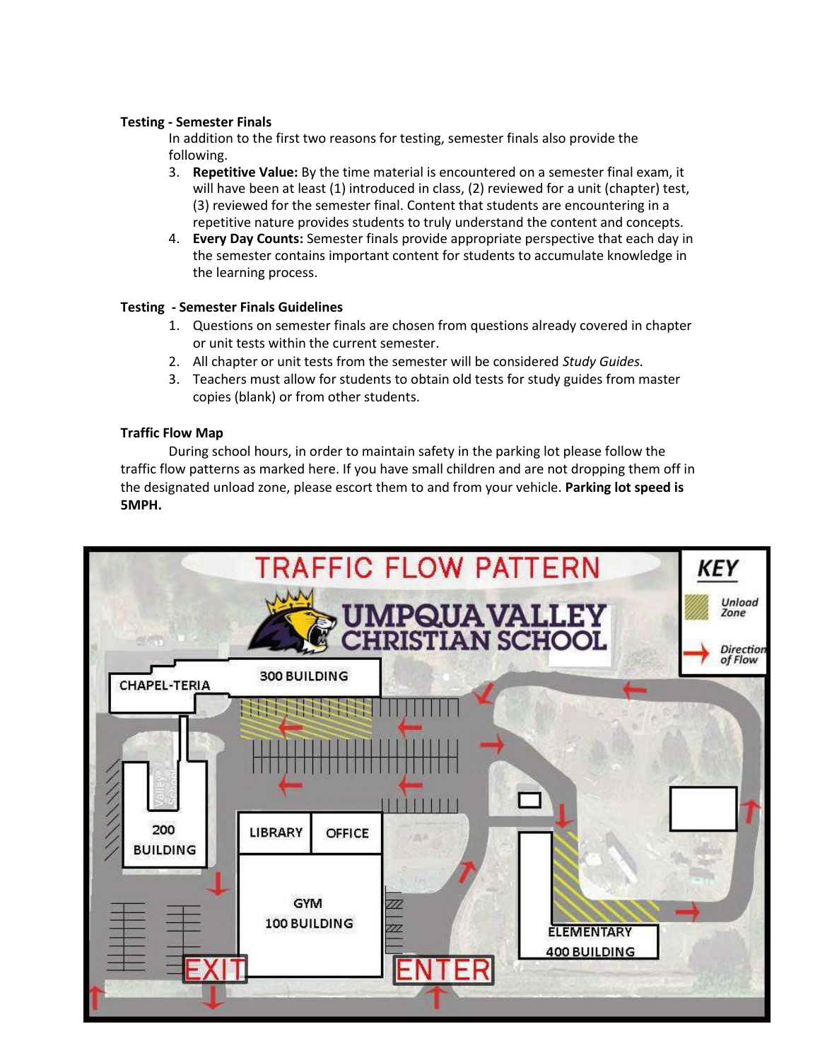**Testing - Semester Finals**

In addition to the first two reasons for testing, semester finals also provide the following.

3. **Repetitive Value:** By the time material is encountered on a semester final exam, it will have been at least (1) introduced in class, (2) reviewed for a unit (chapter) test, (3) reviewed for the semester final. Content that students are encountering in a repetitive nature provides students to truly understand the content and concepts.
4. **Every Day Counts:** Semester finals provide appropriate perspective that each day in the semester contains important content for students to accumulate knowledge in the learning process.

**Testing - Semester Finals Guidelines**

1. Questions on semester finals are chosen from questions already covered in chapter or unit tests within the current semester.
2. All chapter or unit tests from the semester will be considered *Study Guides.*
3. Teachers must allow for students to obtain old tests for study guides from master copies (blank) or from other students.

**Traffic Flow Map**

During school hours, in order to maintain safety in the parking lot please follow the traffic flow patterns as marked here. If you have small children and are not dropping them off in the designated unload zone, please escort them to and from your vehicle. **Parking lot speed is 5MPH.**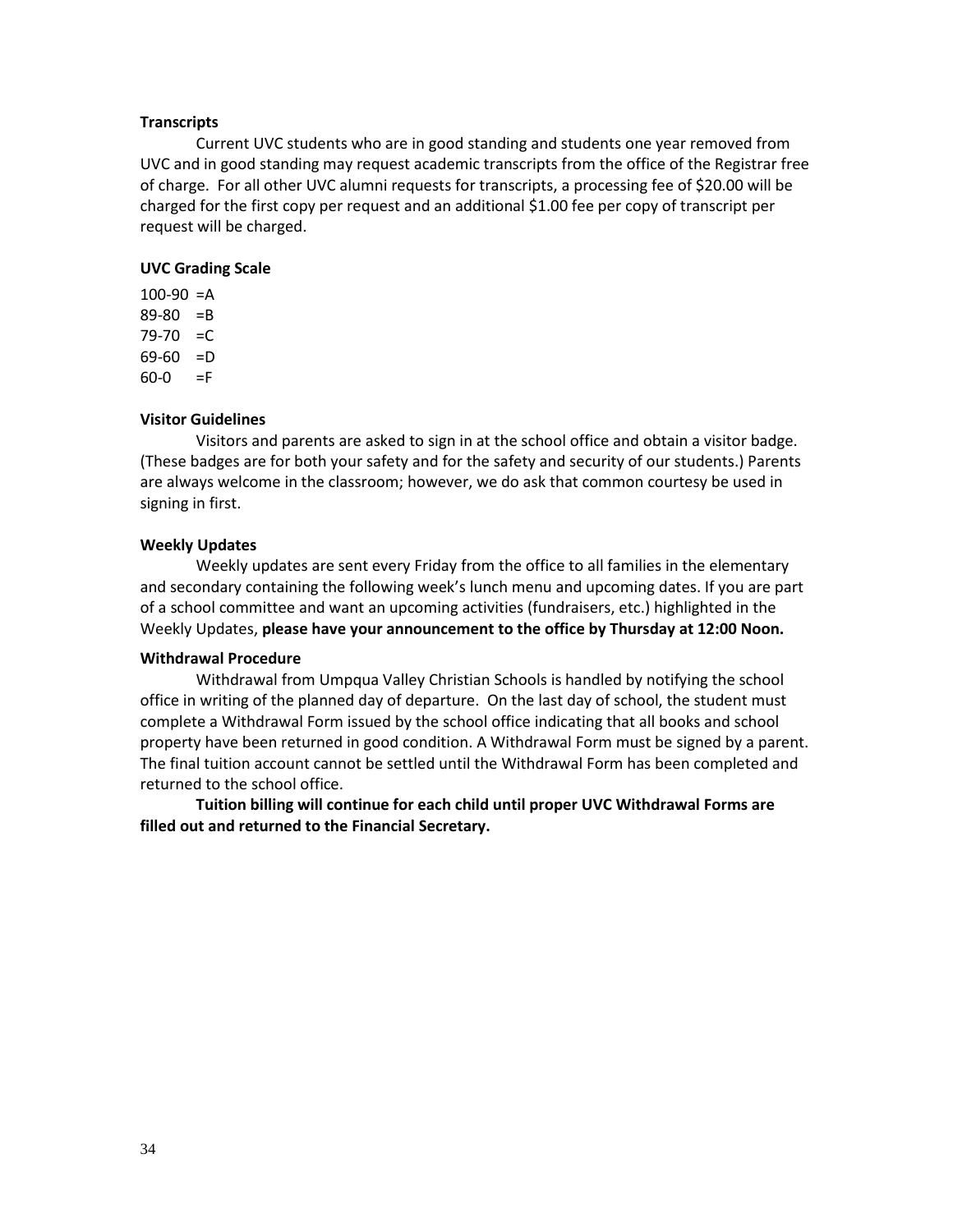**Transcripts**

Current UVC students who are in good standing and students one year removed from UVC and in good standing may request academic transcripts from the office of the Registrar free of charge. For all other UVC alumni requests for transcripts, a processing fee of $20.00 will be charged for the first copy per request and an additional $1.00 fee per copy of transcript per request will be charged.

**UVC Grading Scale**

100-90 =A
89-80 =B
79-70 =C
69-60 =D
60-0 =F

**Visitor Guidelines**

Visitors and parents are asked to sign in at the school office and obtain a visitor badge. (These badges are for both your safety and for the safety and security of our students.) Parents are always welcome in the classroom; however, we do ask that common courtesy be used in signing in first.

**Weekly Updates**

Weekly updates are sent every Friday from the office to all families in the elementary and secondary containing the following week's lunch menu and upcoming dates. If you are part of a school committee and want an upcoming activities (fundraisers, etc.) highlighted in the Weekly Updates, **please have your announcement to the office by Thursday at 12:00 Noon.**

**Withdrawal Procedure**

Withdrawal from Umpqua Valley Christian Schools is handled by notifying the school office in writing of the planned day of departure. On the last day of school, the student must complete a Withdrawal Form issued by the school office indicating that all books and school property have been returned in good condition. A Withdrawal Form must be signed by a parent. The final tuition account cannot be settled until the Withdrawal Form has been completed and returned to the school office.

**Tuition billing will continue for each child until proper UVC Withdrawal Forms are filled out and returned to the Financial Secretary.**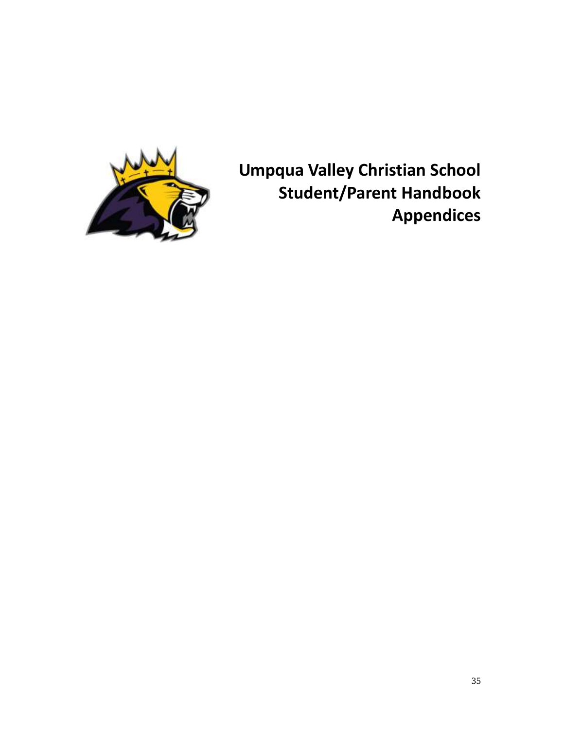# Umpqua Valley Christian School Student/Parent Handbook Appendices